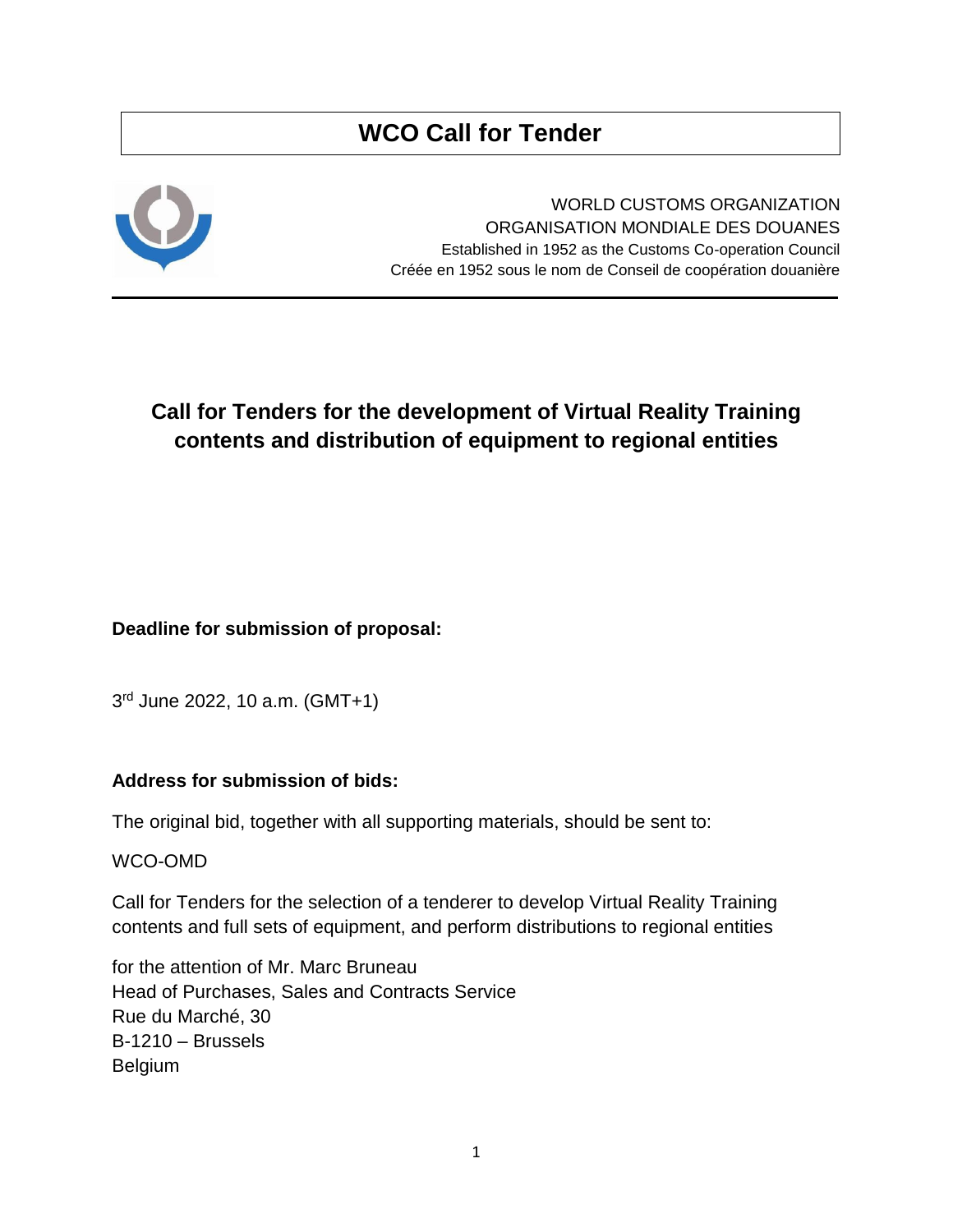# WCO Call for Tender

WORLD CUSTOMS ORGANIZATION
ORGANISATION MONDIALE DES DOUANES
Established in 1952 as the Customs Co-operation Council
Créée en 1952 sous le nom de Conseil de coopération douanière

---

## Call for Tenders for the development of Virtual Reality Training contents and distribution of equipment to regional entities

**Deadline for submission of proposal:**

3rd June 2022, 10 a.m. (GMT+1)

**Address for submission of bids:**

The original bid, together with all supporting materials, should be sent to:

WCO-OMD

Call for Tenders for the selection of a tenderer to develop Virtual Reality Training contents and full sets of equipment, and perform distributions to regional entities

for the attention of Mr. Marc Bruneau
Head of Purchases, Sales and Contracts Service
Rue du Marché, 30
B-1210 – Brussels
Belgium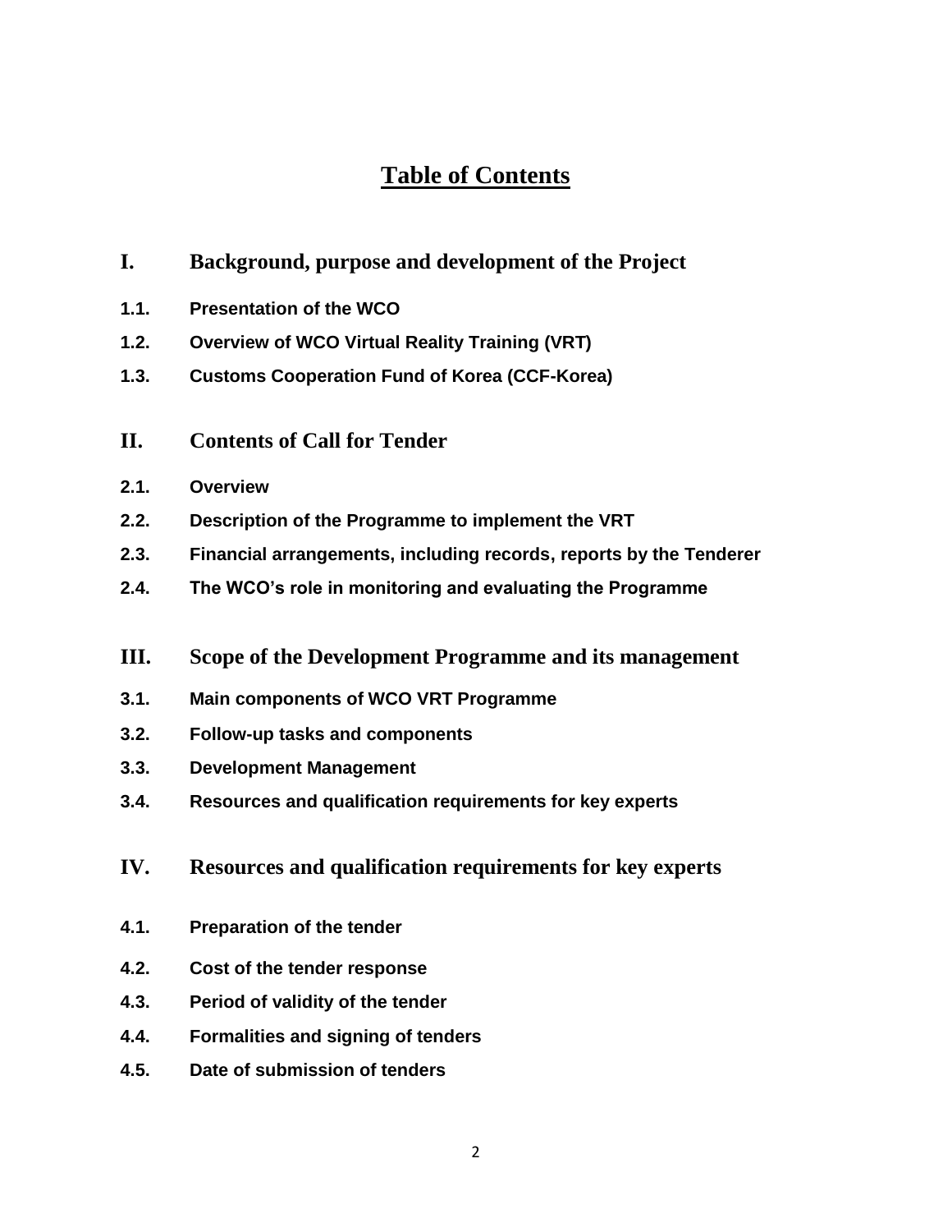# Table of Contents

## I. Background, purpose and development of the Project

**1.1. Presentation of the WCO**

**1.2. Overview of WCO Virtual Reality Training (VRT)**

**1.3. Customs Cooperation Fund of Korea (CCF-Korea)**

## II. Contents of Call for Tender

**2.1. Overview**

**2.2. Description of the Programme to implement the VRT**

**2.3. Financial arrangements, including records, reports by the Tenderer**

**2.4. The WCO's role in monitoring and evaluating the Programme**

## III. Scope of the Development Programme and its management

**3.1. Main components of WCO VRT Programme**

**3.2. Follow-up tasks and components**

**3.3. Development Management**

**3.4. Resources and qualification requirements for key experts**

## IV. Resources and qualification requirements for key experts

**4.1. Preparation of the tender**

**4.2. Cost of the tender response**

**4.3. Period of validity of the tender**

**4.4. Formalities and signing of tenders**

**4.5. Date of submission of tenders**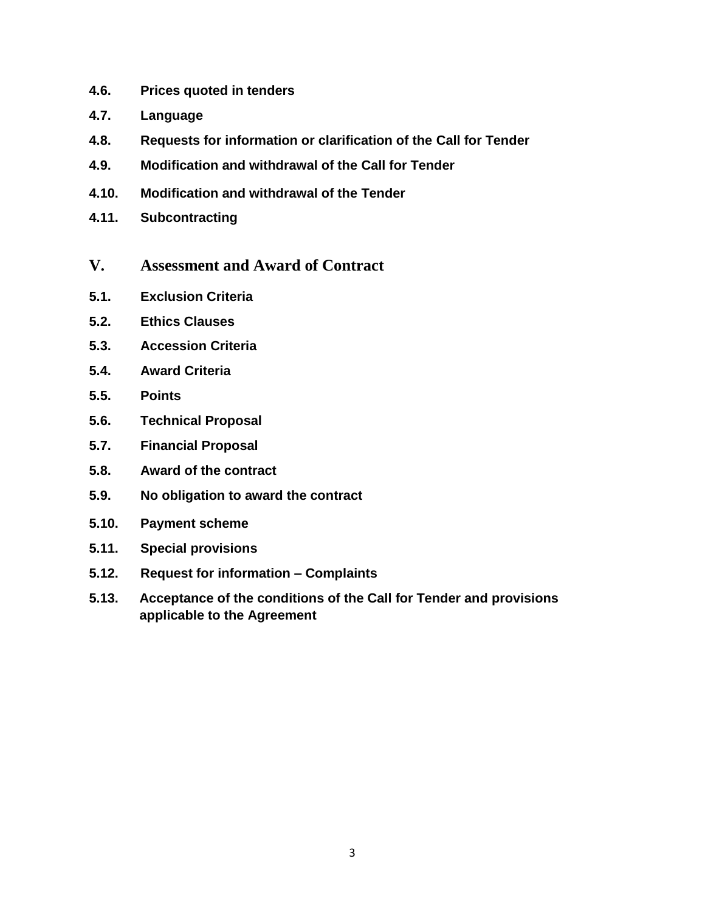**4.6.** **Prices quoted in tenders**

**4.7.** **Language**

**4.8.** **Requests for information or clarification of the Call for Tender**

**4.9.** **Modification and withdrawal of the Call for Tender**

**4.10.** **Modification and withdrawal of the Tender**

**4.11.** **Subcontracting**

## V. Assessment and Award of Contract

**5.1.** **Exclusion Criteria**

**5.2.** **Ethics Clauses**

**5.3.** **Accession Criteria**

**5.4.** **Award Criteria**

**5.5.** **Points**

**5.6.** **Technical Proposal**

**5.7.** **Financial Proposal**

**5.8.** **Award of the contract**

**5.9.** **No obligation to award the contract**

**5.10.** **Payment scheme**

**5.11.** **Special provisions**

**5.12.** **Request for information – Complaints**

**5.13.** **Acceptance of the conditions of the Call for Tender and provisions applicable to the Agreement**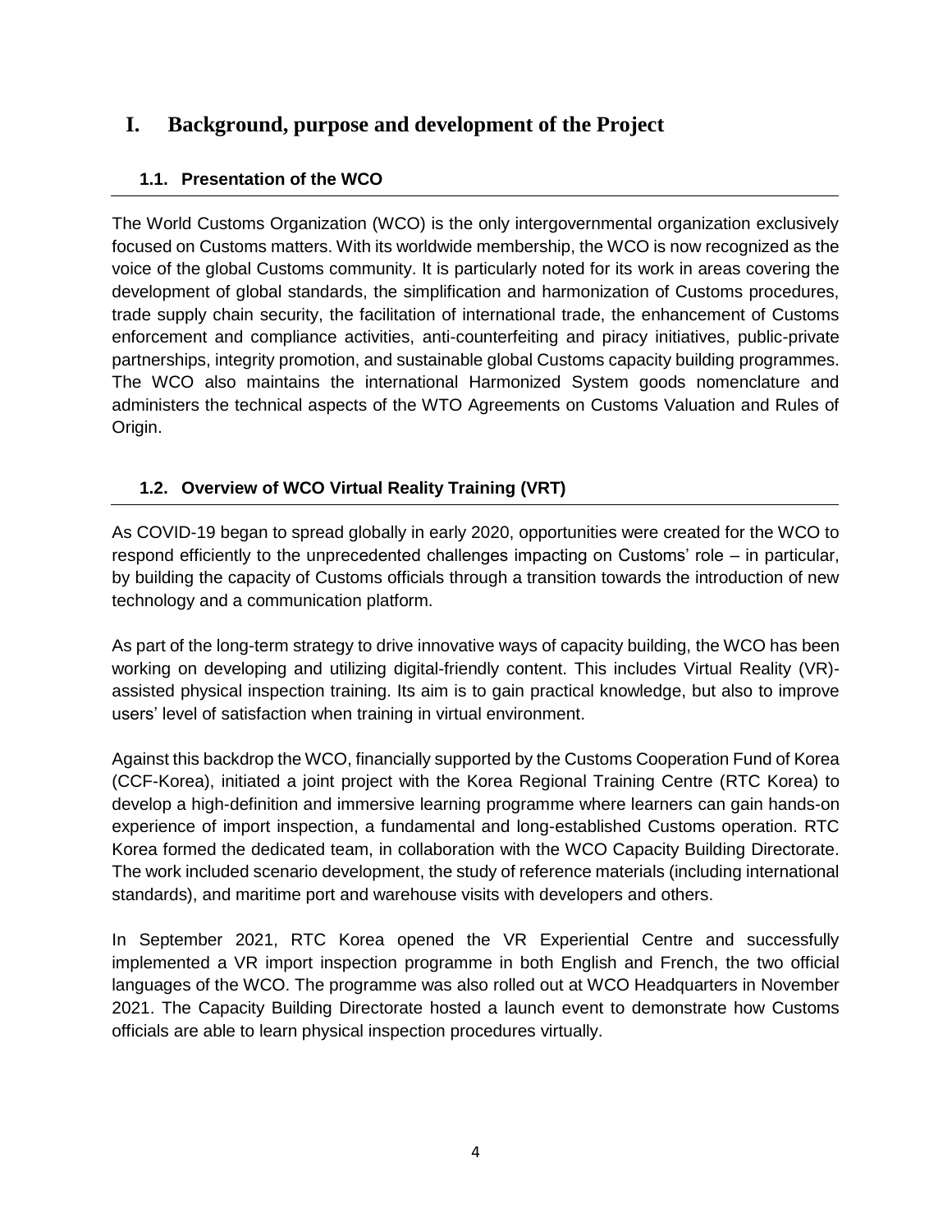# I. Background, purpose and development of the Project

## 1.1. Presentation of the WCO

The World Customs Organization (WCO) is the only intergovernmental organization exclusively focused on Customs matters. With its worldwide membership, the WCO is now recognized as the voice of the global Customs community. It is particularly noted for its work in areas covering the development of global standards, the simplification and harmonization of Customs procedures, trade supply chain security, the facilitation of international trade, the enhancement of Customs enforcement and compliance activities, anti-counterfeiting and piracy initiatives, public-private partnerships, integrity promotion, and sustainable global Customs capacity building programmes. The WCO also maintains the international Harmonized System goods nomenclature and administers the technical aspects of the WTO Agreements on Customs Valuation and Rules of Origin.

## 1.2. Overview of WCO Virtual Reality Training (VRT)

As COVID-19 began to spread globally in early 2020, opportunities were created for the WCO to respond efficiently to the unprecedented challenges impacting on Customs' role – in particular, by building the capacity of Customs officials through a transition towards the introduction of new technology and a communication platform.

As part of the long-term strategy to drive innovative ways of capacity building, the WCO has been working on developing and utilizing digital-friendly content. This includes Virtual Reality (VR)-assisted physical inspection training. Its aim is to gain practical knowledge, but also to improve users' level of satisfaction when training in virtual environment.

Against this backdrop the WCO, financially supported by the Customs Cooperation Fund of Korea (CCF-Korea), initiated a joint project with the Korea Regional Training Centre (RTC Korea) to develop a high-definition and immersive learning programme where learners can gain hands-on experience of import inspection, a fundamental and long-established Customs operation. RTC Korea formed the dedicated team, in collaboration with the WCO Capacity Building Directorate. The work included scenario development, the study of reference materials (including international standards), and maritime port and warehouse visits with developers and others.

In September 2021, RTC Korea opened the VR Experiential Centre and successfully implemented a VR import inspection programme in both English and French, the two official languages of the WCO. The programme was also rolled out at WCO Headquarters in November 2021. The Capacity Building Directorate hosted a launch event to demonstrate how Customs officials are able to learn physical inspection procedures virtually.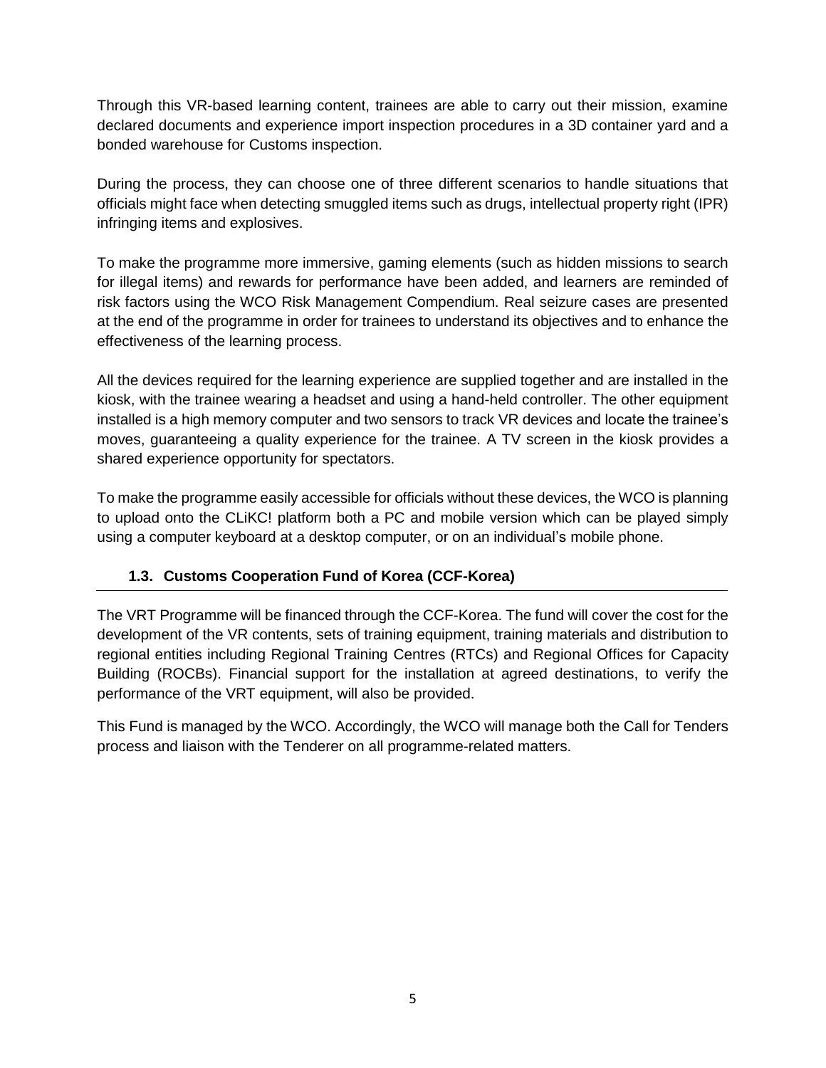Through this VR-based learning content, trainees are able to carry out their mission, examine declared documents and experience import inspection procedures in a 3D container yard and a bonded warehouse for Customs inspection.

During the process, they can choose one of three different scenarios to handle situations that officials might face when detecting smuggled items such as drugs, intellectual property right (IPR) infringing items and explosives.

To make the programme more immersive, gaming elements (such as hidden missions to search for illegal items) and rewards for performance have been added, and learners are reminded of risk factors using the WCO Risk Management Compendium. Real seizure cases are presented at the end of the programme in order for trainees to understand its objectives and to enhance the effectiveness of the learning process.

All the devices required for the learning experience are supplied together and are installed in the kiosk, with the trainee wearing a headset and using a hand-held controller. The other equipment installed is a high memory computer and two sensors to track VR devices and locate the trainee's moves, guaranteeing a quality experience for the trainee. A TV screen in the kiosk provides a shared experience opportunity for spectators.

To make the programme easily accessible for officials without these devices, the WCO is planning to upload onto the CLiKC! platform both a PC and mobile version which can be played simply using a computer keyboard at a desktop computer, or on an individual's mobile phone.

### 1.3. Customs Cooperation Fund of Korea (CCF-Korea)

The VRT Programme will be financed through the CCF-Korea. The fund will cover the cost for the development of the VR contents, sets of training equipment, training materials and distribution to regional entities including Regional Training Centres (RTCs) and Regional Offices for Capacity Building (ROCBs). Financial support for the installation at agreed destinations, to verify the performance of the VRT equipment, will also be provided.

This Fund is managed by the WCO. Accordingly, the WCO will manage both the Call for Tenders process and liaison with the Tenderer on all programme-related matters.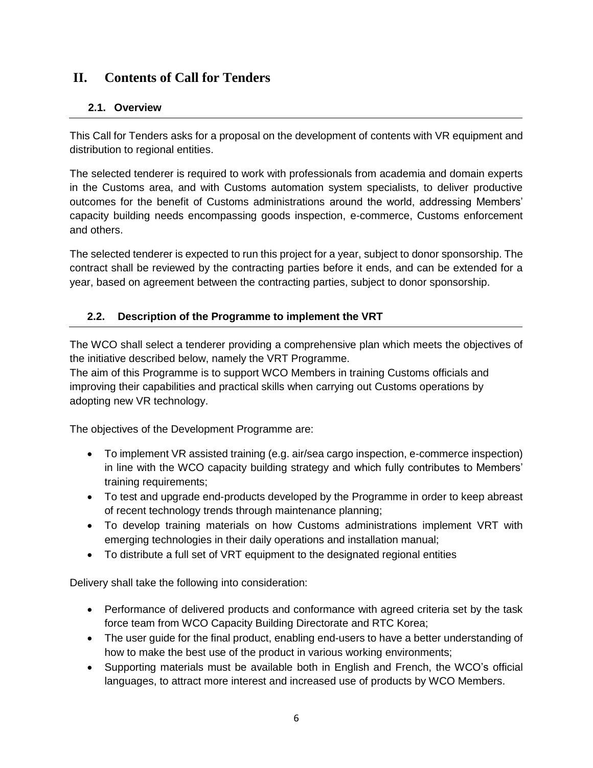# II. Contents of Call for Tenders

## 2.1. Overview

This Call for Tenders asks for a proposal on the development of contents with VR equipment and distribution to regional entities.

The selected tenderer is required to work with professionals from academia and domain experts in the Customs area, and with Customs automation system specialists, to deliver productive outcomes for the benefit of Customs administrations around the world, addressing Members' capacity building needs encompassing goods inspection, e-commerce, Customs enforcement and others.

The selected tenderer is expected to run this project for a year, subject to donor sponsorship. The contract shall be reviewed by the contracting parties before it ends, and can be extended for a year, based on agreement between the contracting parties, subject to donor sponsorship.

## 2.2. Description of the Programme to implement the VRT

The WCO shall select a tenderer providing a comprehensive plan which meets the objectives of the initiative described below, namely the VRT Programme.
The aim of this Programme is to support WCO Members in training Customs officials and improving their capabilities and practical skills when carrying out Customs operations by adopting new VR technology.

The objectives of the Development Programme are:

- To implement VR assisted training (e.g. air/sea cargo inspection, e-commerce inspection) in line with the WCO capacity building strategy and which fully contributes to Members' training requirements;
- To test and upgrade end-products developed by the Programme in order to keep abreast of recent technology trends through maintenance planning;
- To develop training materials on how Customs administrations implement VRT with emerging technologies in their daily operations and installation manual;
- To distribute a full set of VRT equipment to the designated regional entities

Delivery shall take the following into consideration:

- Performance of delivered products and conformance with agreed criteria set by the task force team from WCO Capacity Building Directorate and RTC Korea;
- The user guide for the final product, enabling end-users to have a better understanding of how to make the best use of the product in various working environments;
- Supporting materials must be available both in English and French, the WCO's official languages, to attract more interest and increased use of products by WCO Members.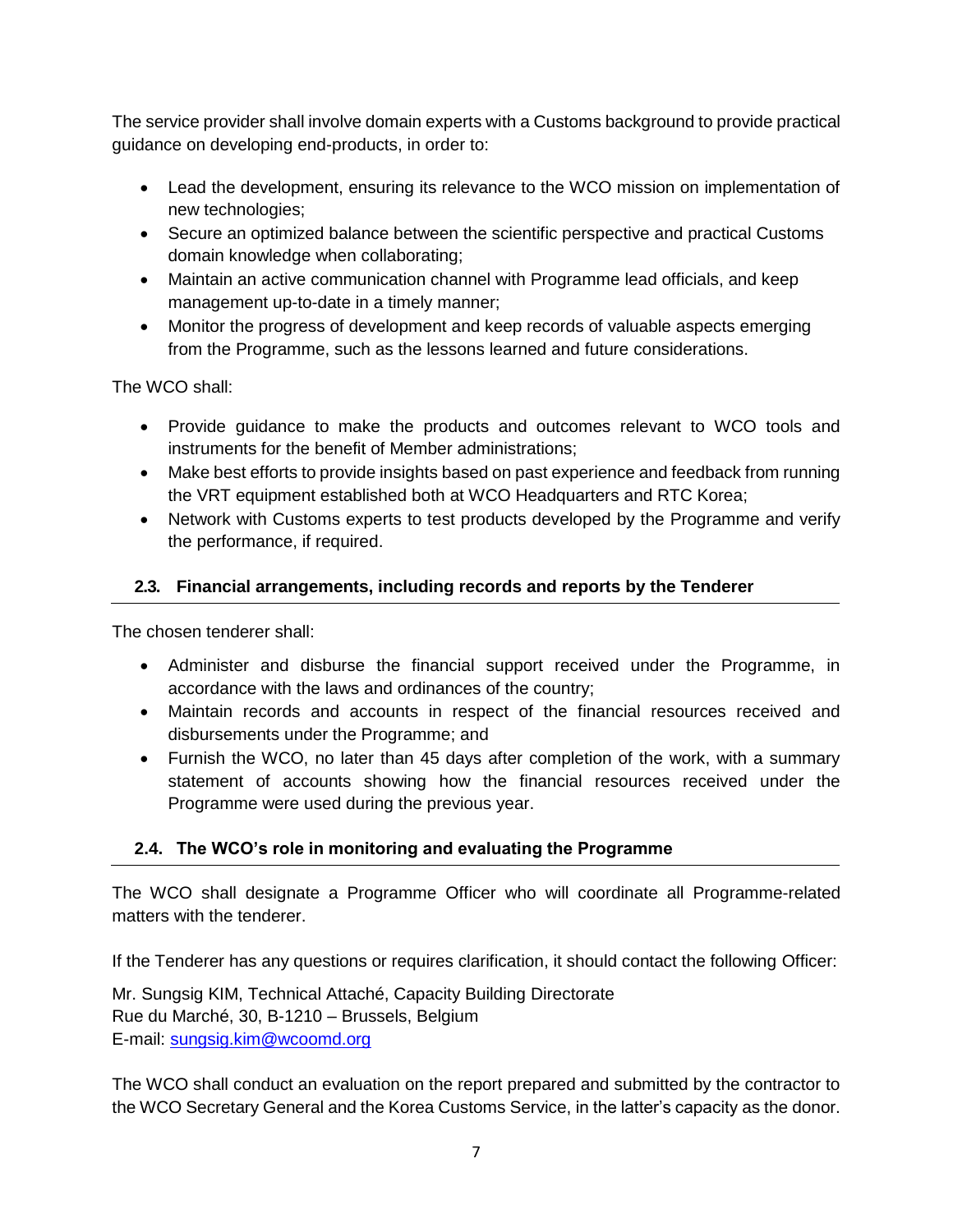The service provider shall involve domain experts with a Customs background to provide practical guidance on developing end-products, in order to:

- Lead the development, ensuring its relevance to the WCO mission on implementation of new technologies;
- Secure an optimized balance between the scientific perspective and practical Customs domain knowledge when collaborating;
- Maintain an active communication channel with Programme lead officials, and keep management up-to-date in a timely manner;
- Monitor the progress of development and keep records of valuable aspects emerging from the Programme, such as the lessons learned and future considerations.

The WCO shall:

- Provide guidance to make the products and outcomes relevant to WCO tools and instruments for the benefit of Member administrations;
- Make best efforts to provide insights based on past experience and feedback from running the VRT equipment established both at WCO Headquarters and RTC Korea;
- Network with Customs experts to test products developed by the Programme and verify the performance, if required.

### 2.3. Financial arrangements, including records and reports by the Tenderer

The chosen tenderer shall:

- Administer and disburse the financial support received under the Programme, in accordance with the laws and ordinances of the country;
- Maintain records and accounts in respect of the financial resources received and disbursements under the Programme; and
- Furnish the WCO, no later than 45 days after completion of the work, with a summary statement of accounts showing how the financial resources received under the Programme were used during the previous year.

### 2.4. The WCO's role in monitoring and evaluating the Programme

The WCO shall designate a Programme Officer who will coordinate all Programme-related matters with the tenderer.

If the Tenderer has any questions or requires clarification, it should contact the following Officer:

Mr. Sungsig KIM, Technical Attaché, Capacity Building Directorate
Rue du Marché, 30, B-1210 – Brussels, Belgium
E-mail: sungsig.kim@wcoomd.org

The WCO shall conduct an evaluation on the report prepared and submitted by the contractor to the WCO Secretary General and the Korea Customs Service, in the latter's capacity as the donor.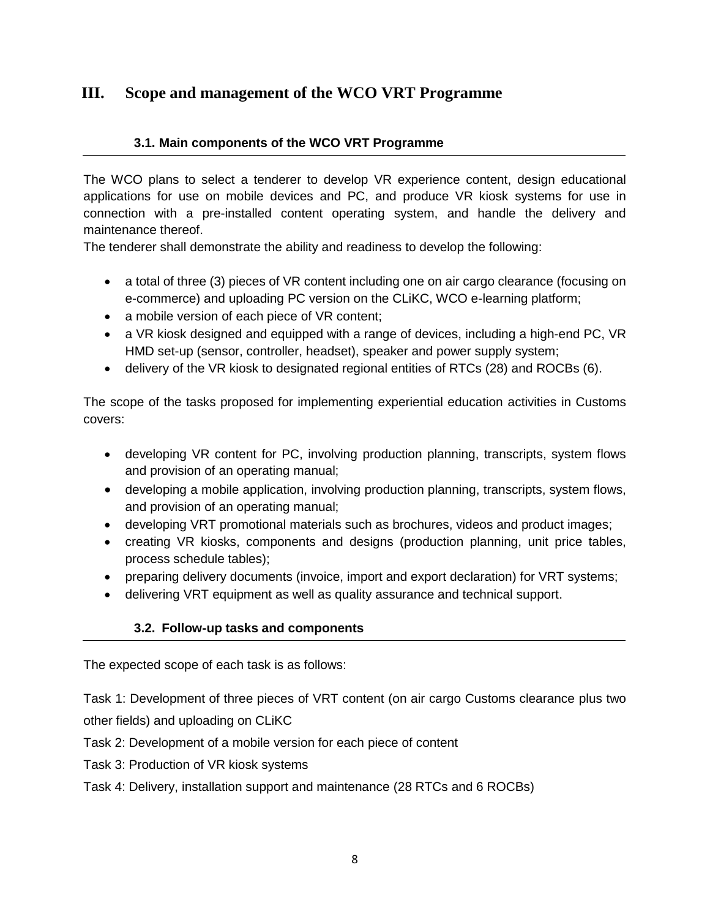# III. Scope and management of the WCO VRT Programme

## 3.1. Main components of the WCO VRT Programme

The WCO plans to select a tenderer to develop VR experience content, design educational applications for use on mobile devices and PC, and produce VR kiosk systems for use in connection with a pre-installed content operating system, and handle the delivery and maintenance thereof.

The tenderer shall demonstrate the ability and readiness to develop the following:

- a total of three (3) pieces of VR content including one on air cargo clearance (focusing on e-commerce) and uploading PC version on the CLiKC, WCO e-learning platform;
- a mobile version of each piece of VR content;
- a VR kiosk designed and equipped with a range of devices, including a high-end PC, VR HMD set-up (sensor, controller, headset), speaker and power supply system;
- delivery of the VR kiosk to designated regional entities of RTCs (28) and ROCBs (6).

The scope of the tasks proposed for implementing experiential education activities in Customs covers:

- developing VR content for PC, involving production planning, transcripts, system flows and provision of an operating manual;
- developing a mobile application, involving production planning, transcripts, system flows, and provision of an operating manual;
- developing VRT promotional materials such as brochures, videos and product images;
- creating VR kiosks, components and designs (production planning, unit price tables, process schedule tables);
- preparing delivery documents (invoice, import and export declaration) for VRT systems;
- delivering VRT equipment as well as quality assurance and technical support.

## 3.2. Follow-up tasks and components

The expected scope of each task is as follows:

Task 1: Development of three pieces of VRT content (on air cargo Customs clearance plus two other fields) and uploading on CLiKC

Task 2: Development of a mobile version for each piece of content

Task 3: Production of VR kiosk systems

Task 4: Delivery, installation support and maintenance (28 RTCs and 6 ROCBs)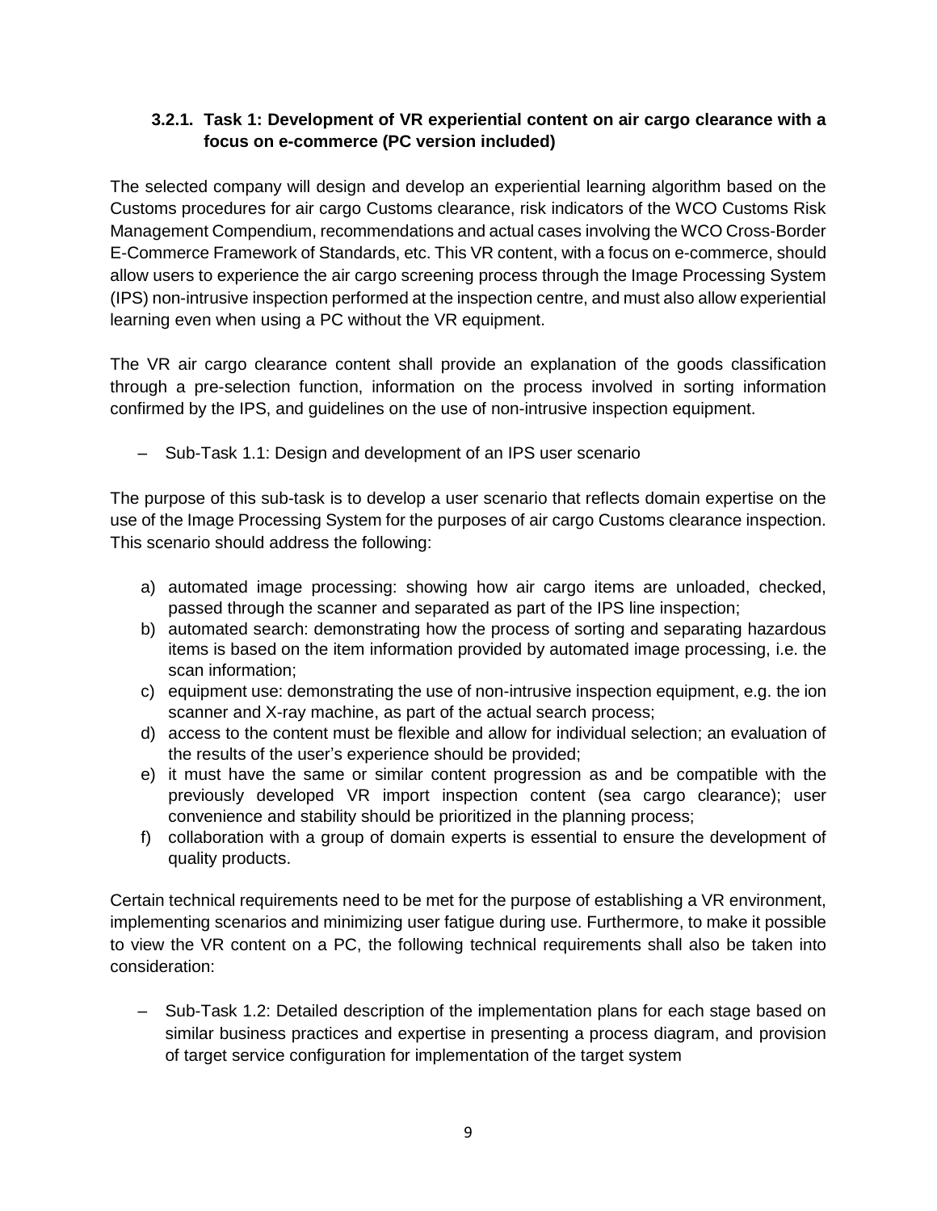### 3.2.1. Task 1: Development of VR experiential content on air cargo clearance with a focus on e-commerce (PC version included)

The selected company will design and develop an experiential learning algorithm based on the Customs procedures for air cargo Customs clearance, risk indicators of the WCO Customs Risk Management Compendium, recommendations and actual cases involving the WCO Cross-Border E-Commerce Framework of Standards, etc. This VR content, with a focus on e-commerce, should allow users to experience the air cargo screening process through the Image Processing System (IPS) non-intrusive inspection performed at the inspection centre, and must also allow experiential learning even when using a PC without the VR equipment.

The VR air cargo clearance content shall provide an explanation of the goods classification through a pre-selection function, information on the process involved in sorting information confirmed by the IPS, and guidelines on the use of non-intrusive inspection equipment.

– Sub-Task 1.1: Design and development of an IPS user scenario

The purpose of this sub-task is to develop a user scenario that reflects domain expertise on the use of the Image Processing System for the purposes of air cargo Customs clearance inspection. This scenario should address the following:

a) automated image processing: showing how air cargo items are unloaded, checked, passed through the scanner and separated as part of the IPS line inspection;
b) automated search: demonstrating how the process of sorting and separating hazardous items is based on the item information provided by automated image processing, i.e. the scan information;
c) equipment use: demonstrating the use of non-intrusive inspection equipment, e.g. the ion scanner and X-ray machine, as part of the actual search process;
d) access to the content must be flexible and allow for individual selection; an evaluation of the results of the user's experience should be provided;
e) it must have the same or similar content progression as and be compatible with the previously developed VR import inspection content (sea cargo clearance); user convenience and stability should be prioritized in the planning process;
f) collaboration with a group of domain experts is essential to ensure the development of quality products.

Certain technical requirements need to be met for the purpose of establishing a VR environment, implementing scenarios and minimizing user fatigue during use. Furthermore, to make it possible to view the VR content on a PC, the following technical requirements shall also be taken into consideration:

– Sub-Task 1.2: Detailed description of the implementation plans for each stage based on similar business practices and expertise in presenting a process diagram, and provision of target service configuration for implementation of the target system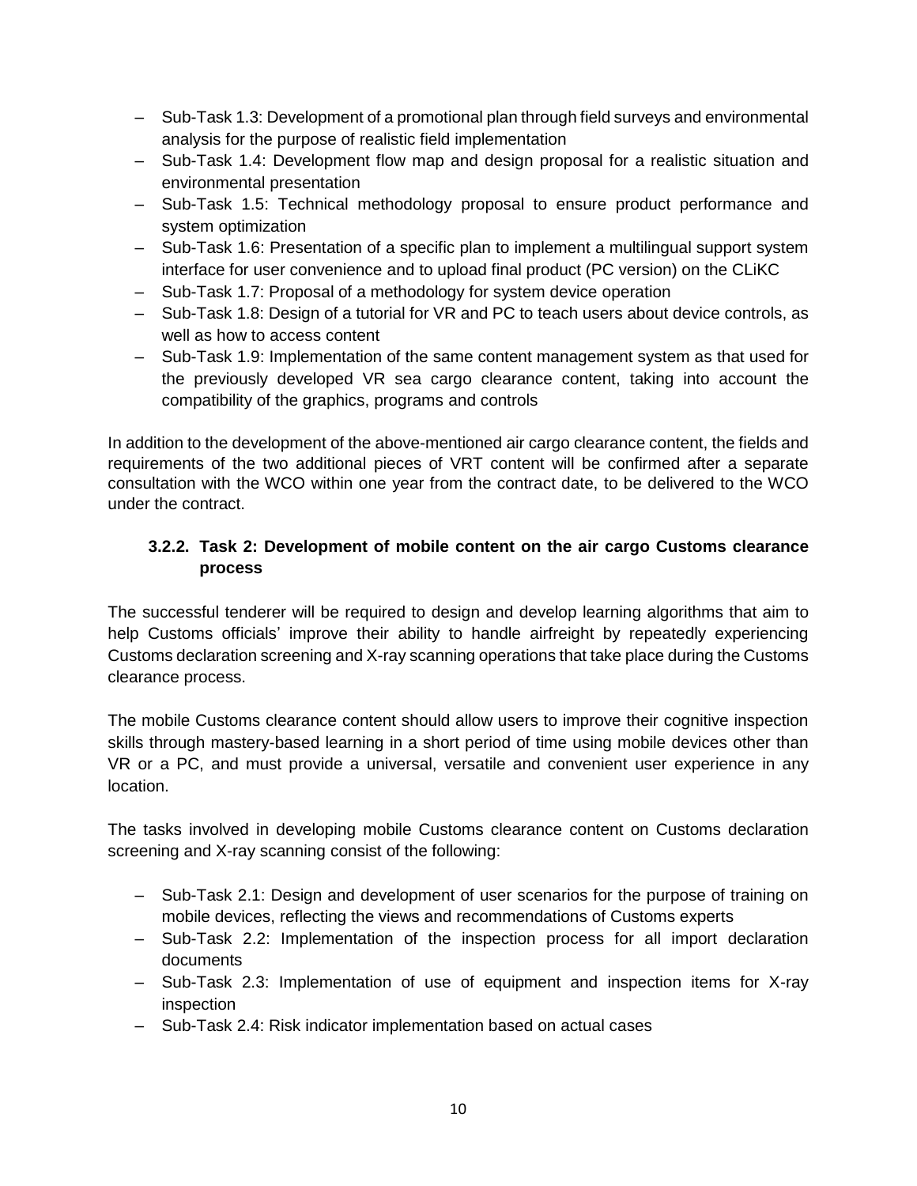– Sub-Task 1.3: Development of a promotional plan through field surveys and environmental analysis for the purpose of realistic field implementation
– Sub-Task 1.4: Development flow map and design proposal for a realistic situation and environmental presentation
– Sub-Task 1.5: Technical methodology proposal to ensure product performance and system optimization
– Sub-Task 1.6: Presentation of a specific plan to implement a multilingual support system interface for user convenience and to upload final product (PC version) on the CLiKC
– Sub-Task 1.7: Proposal of a methodology for system device operation
– Sub-Task 1.8: Design of a tutorial for VR and PC to teach users about device controls, as well as how to access content
– Sub-Task 1.9: Implementation of the same content management system as that used for the previously developed VR sea cargo clearance content, taking into account the compatibility of the graphics, programs and controls

In addition to the development of the above-mentioned air cargo clearance content, the fields and requirements of the two additional pieces of VRT content will be confirmed after a separate consultation with the WCO within one year from the contract date, to be delivered to the WCO under the contract.

### 3.2.2. Task 2: Development of mobile content on the air cargo Customs clearance process

The successful tenderer will be required to design and develop learning algorithms that aim to help Customs officials' improve their ability to handle airfreight by repeatedly experiencing Customs declaration screening and X-ray scanning operations that take place during the Customs clearance process.

The mobile Customs clearance content should allow users to improve their cognitive inspection skills through mastery-based learning in a short period of time using mobile devices other than VR or a PC, and must provide a universal, versatile and convenient user experience in any location.

The tasks involved in developing mobile Customs clearance content on Customs declaration screening and X-ray scanning consist of the following:

– Sub-Task 2.1: Design and development of user scenarios for the purpose of training on mobile devices, reflecting the views and recommendations of Customs experts
– Sub-Task 2.2: Implementation of the inspection process for all import declaration documents
– Sub-Task 2.3: Implementation of use of equipment and inspection items for X-ray inspection
– Sub-Task 2.4: Risk indicator implementation based on actual cases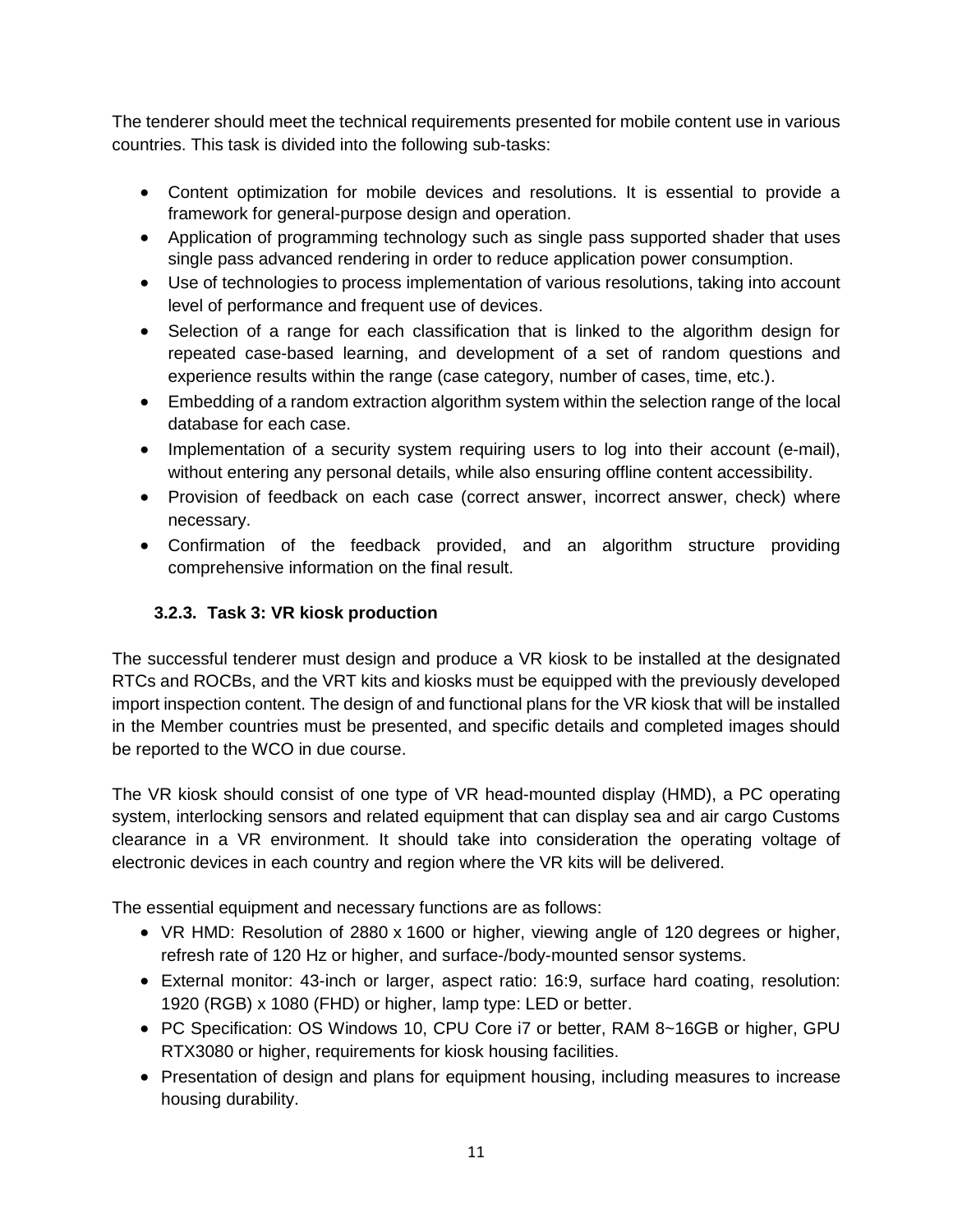The tenderer should meet the technical requirements presented for mobile content use in various countries. This task is divided into the following sub-tasks:

- Content optimization for mobile devices and resolutions. It is essential to provide a framework for general-purpose design and operation.
- Application of programming technology such as single pass supported shader that uses single pass advanced rendering in order to reduce application power consumption.
- Use of technologies to process implementation of various resolutions, taking into account level of performance and frequent use of devices.
- Selection of a range for each classification that is linked to the algorithm design for repeated case-based learning, and development of a set of random questions and experience results within the range (case category, number of cases, time, etc.).
- Embedding of a random extraction algorithm system within the selection range of the local database for each case.
- Implementation of a security system requiring users to log into their account (e-mail), without entering any personal details, while also ensuring offline content accessibility.
- Provision of feedback on each case (correct answer, incorrect answer, check) where necessary.
- Confirmation of the feedback provided, and an algorithm structure providing comprehensive information on the final result.

### 3.2.3. Task 3: VR kiosk production

The successful tenderer must design and produce a VR kiosk to be installed at the designated RTCs and ROCBs, and the VRT kits and kiosks must be equipped with the previously developed import inspection content. The design of and functional plans for the VR kiosk that will be installed in the Member countries must be presented, and specific details and completed images should be reported to the WCO in due course.

The VR kiosk should consist of one type of VR head-mounted display (HMD), a PC operating system, interlocking sensors and related equipment that can display sea and air cargo Customs clearance in a VR environment. It should take into consideration the operating voltage of electronic devices in each country and region where the VR kits will be delivered.

The essential equipment and necessary functions are as follows:

- VR HMD: Resolution of 2880 x 1600 or higher, viewing angle of 120 degrees or higher, refresh rate of 120 Hz or higher, and surface-/body-mounted sensor systems.
- External monitor: 43-inch or larger, aspect ratio: 16:9, surface hard coating, resolution: 1920 (RGB) x 1080 (FHD) or higher, lamp type: LED or better.
- PC Specification: OS Windows 10, CPU Core i7 or better, RAM 8~16GB or higher, GPU RTX3080 or higher, requirements for kiosk housing facilities.
- Presentation of design and plans for equipment housing, including measures to increase housing durability.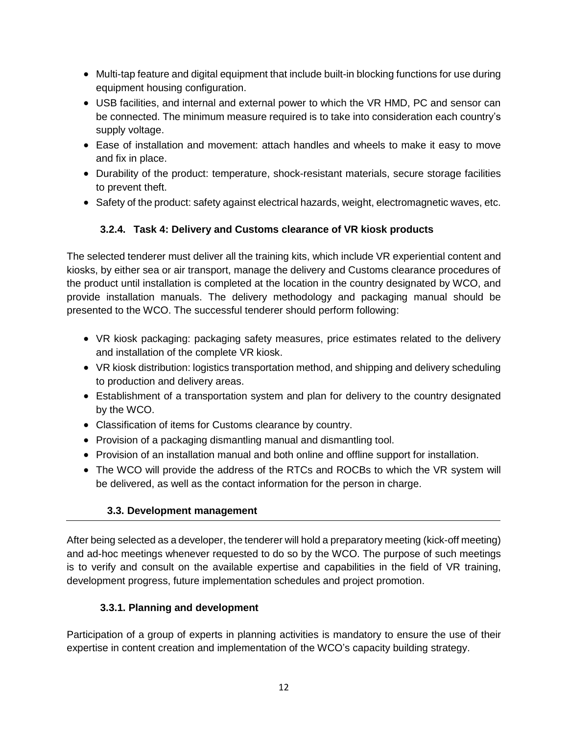- Multi-tap feature and digital equipment that include built-in blocking functions for use during equipment housing configuration.
- USB facilities, and internal and external power to which the VR HMD, PC and sensor can be connected. The minimum measure required is to take into consideration each country's supply voltage.
- Ease of installation and movement: attach handles and wheels to make it easy to move and fix in place.
- Durability of the product: temperature, shock-resistant materials, secure storage facilities to prevent theft.
- Safety of the product: safety against electrical hazards, weight, electromagnetic waves, etc.

#### 3.2.4. Task 4: Delivery and Customs clearance of VR kiosk products

The selected tenderer must deliver all the training kits, which include VR experiential content and kiosks, by either sea or air transport, manage the delivery and Customs clearance procedures of the product until installation is completed at the location in the country designated by WCO, and provide installation manuals. The delivery methodology and packaging manual should be presented to the WCO. The successful tenderer should perform following:

- VR kiosk packaging: packaging safety measures, price estimates related to the delivery and installation of the complete VR kiosk.
- VR kiosk distribution: logistics transportation method, and shipping and delivery scheduling to production and delivery areas.
- Establishment of a transportation system and plan for delivery to the country designated by the WCO.
- Classification of items for Customs clearance by country.
- Provision of a packaging dismantling manual and dismantling tool.
- Provision of an installation manual and both online and offline support for installation.
- The WCO will provide the address of the RTCs and ROCBs to which the VR system will be delivered, as well as the contact information for the person in charge.

### 3.3. Development management

After being selected as a developer, the tenderer will hold a preparatory meeting (kick-off meeting) and ad-hoc meetings whenever requested to do so by the WCO. The purpose of such meetings is to verify and consult on the available expertise and capabilities in the field of VR training, development progress, future implementation schedules and project promotion.

#### 3.3.1. Planning and development

Participation of a group of experts in planning activities is mandatory to ensure the use of their expertise in content creation and implementation of the WCO's capacity building strategy.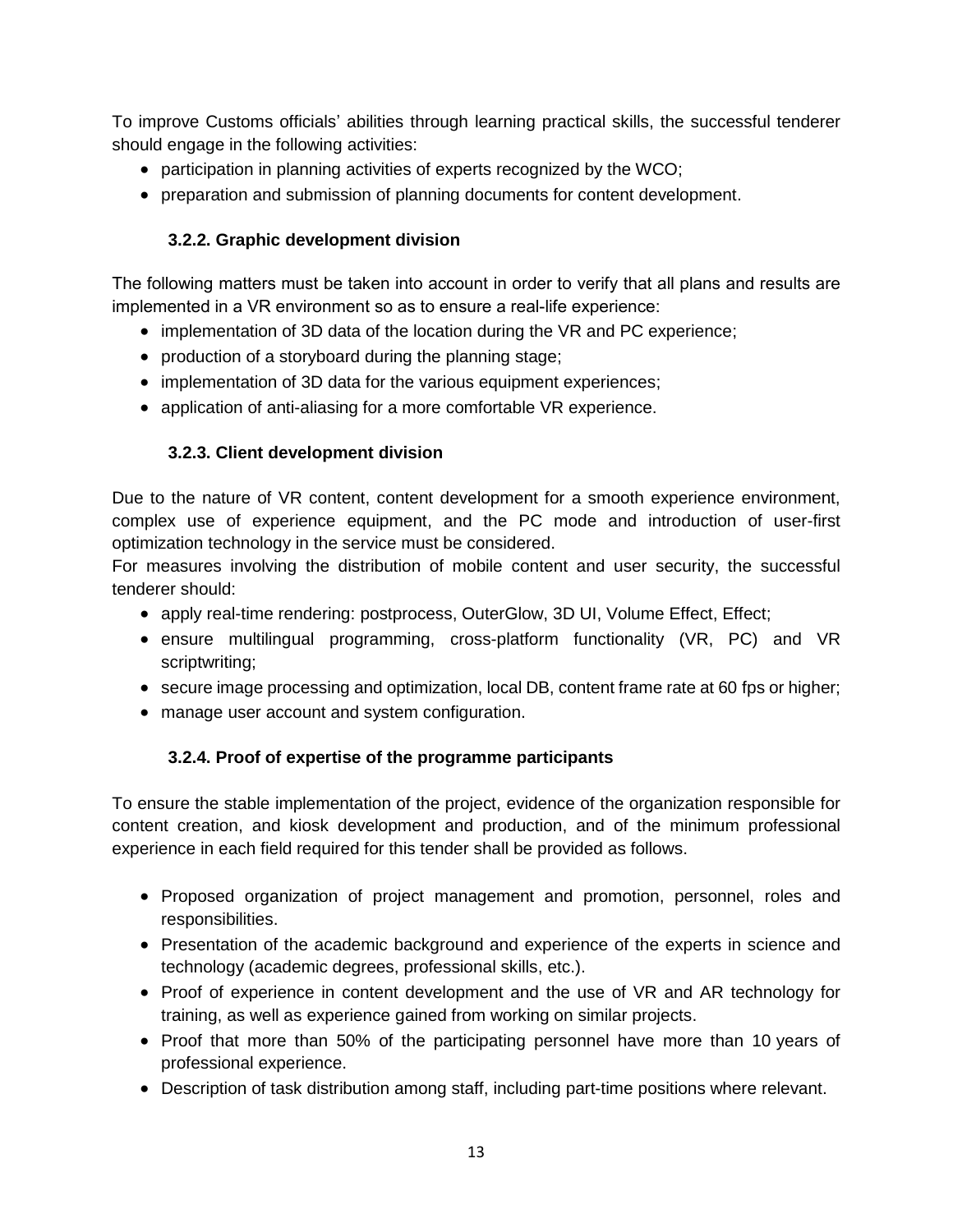To improve Customs officials' abilities through learning practical skills, the successful tenderer should engage in the following activities:

- participation in planning activities of experts recognized by the WCO;
- preparation and submission of planning documents for content development.

#### 3.2.2. Graphic development division

The following matters must be taken into account in order to verify that all plans and results are implemented in a VR environment so as to ensure a real-life experience:

- implementation of 3D data of the location during the VR and PC experience;
- production of a storyboard during the planning stage;
- implementation of 3D data for the various equipment experiences;
- application of anti-aliasing for a more comfortable VR experience.

#### 3.2.3. Client development division

Due to the nature of VR content, content development for a smooth experience environment, complex use of experience equipment, and the PC mode and introduction of user-first optimization technology in the service must be considered.

For measures involving the distribution of mobile content and user security, the successful tenderer should:

- apply real-time rendering: postprocess, OuterGlow, 3D UI, Volume Effect, Effect;
- ensure multilingual programming, cross-platform functionality (VR, PC) and VR scriptwriting;
- secure image processing and optimization, local DB, content frame rate at 60 fps or higher;
- manage user account and system configuration.

#### 3.2.4. Proof of expertise of the programme participants

To ensure the stable implementation of the project, evidence of the organization responsible for content creation, and kiosk development and production, and of the minimum professional experience in each field required for this tender shall be provided as follows.

- Proposed organization of project management and promotion, personnel, roles and responsibilities.
- Presentation of the academic background and experience of the experts in science and technology (academic degrees, professional skills, etc.).
- Proof of experience in content development and the use of VR and AR technology for training, as well as experience gained from working on similar projects.
- Proof that more than 50% of the participating personnel have more than 10 years of professional experience.
- Description of task distribution among staff, including part-time positions where relevant.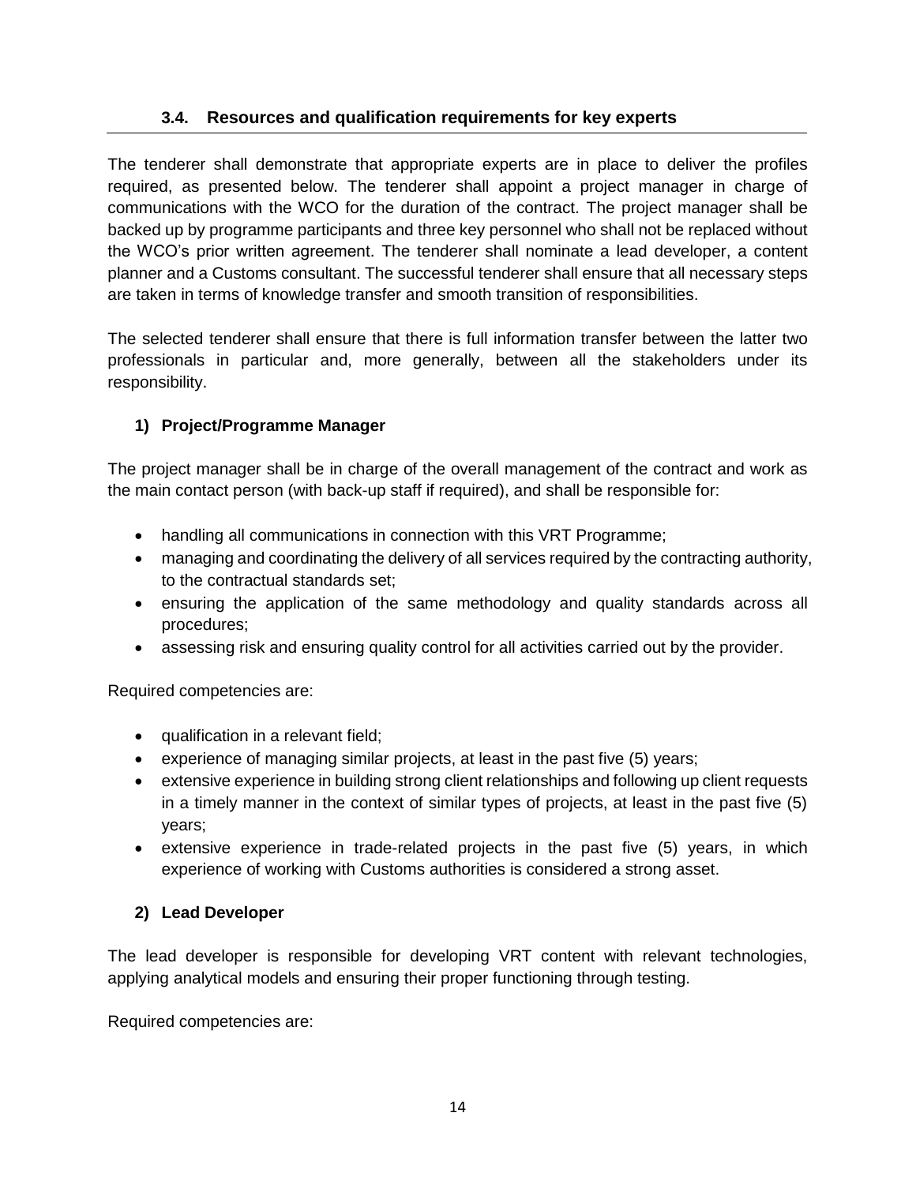### 3.4. Resources and qualification requirements for key experts

The tenderer shall demonstrate that appropriate experts are in place to deliver the profiles required, as presented below. The tenderer shall appoint a project manager in charge of communications with the WCO for the duration of the contract. The project manager shall be backed up by programme participants and three key personnel who shall not be replaced without the WCO's prior written agreement. The tenderer shall nominate a lead developer, a content planner and a Customs consultant. The successful tenderer shall ensure that all necessary steps are taken in terms of knowledge transfer and smooth transition of responsibilities.

The selected tenderer shall ensure that there is full information transfer between the latter two professionals in particular and, more generally, between all the stakeholders under its responsibility.

**1) Project/Programme Manager**

The project manager shall be in charge of the overall management of the contract and work as the main contact person (with back-up staff if required), and shall be responsible for:

- handling all communications in connection with this VRT Programme;
- managing and coordinating the delivery of all services required by the contracting authority, to the contractual standards set;
- ensuring the application of the same methodology and quality standards across all procedures;
- assessing risk and ensuring quality control for all activities carried out by the provider.

Required competencies are:

- qualification in a relevant field;
- experience of managing similar projects, at least in the past five (5) years;
- extensive experience in building strong client relationships and following up client requests in a timely manner in the context of similar types of projects, at least in the past five (5) years;
- extensive experience in trade-related projects in the past five (5) years, in which experience of working with Customs authorities is considered a strong asset.

**2) Lead Developer**

The lead developer is responsible for developing VRT content with relevant technologies, applying analytical models and ensuring their proper functioning through testing.

Required competencies are: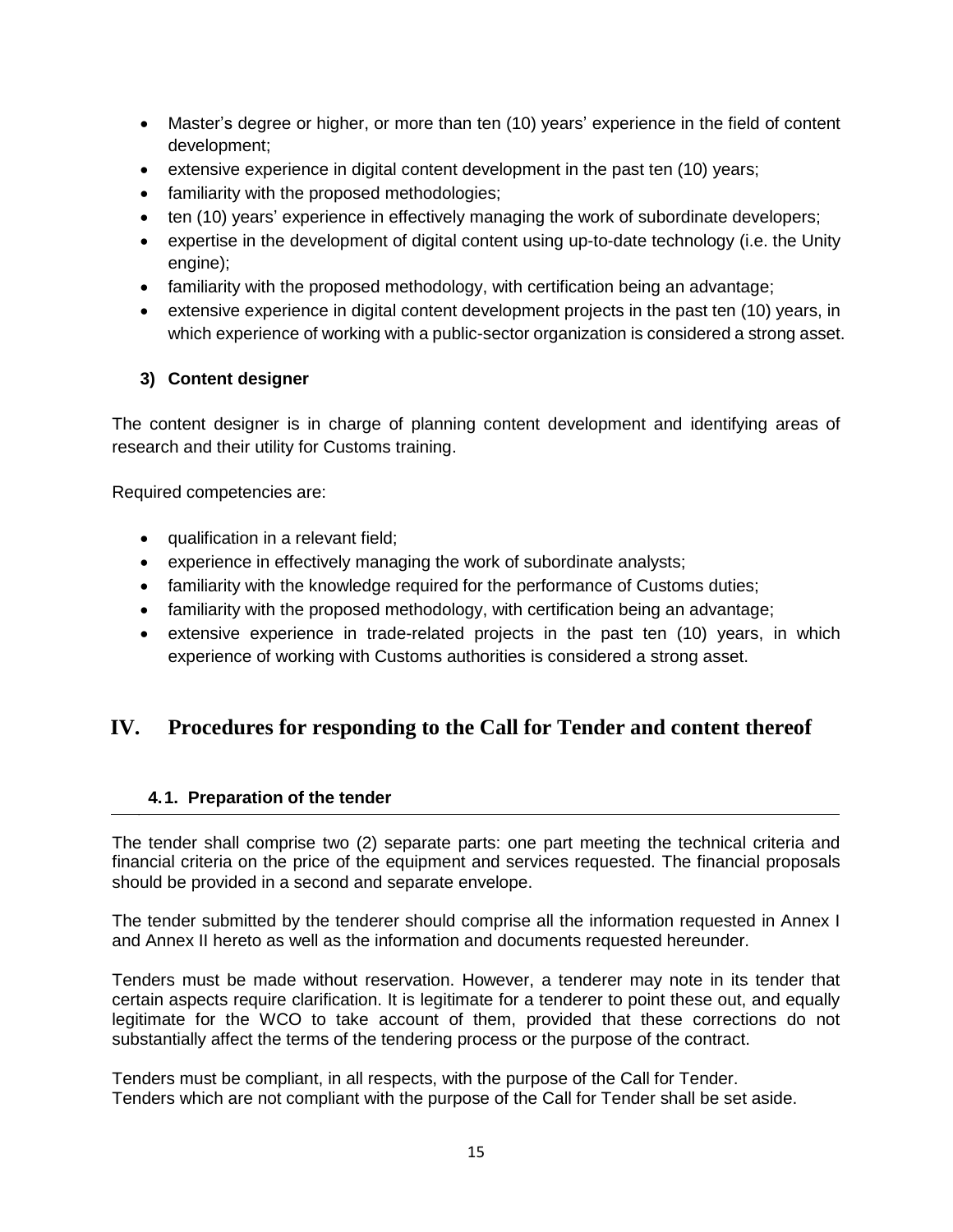- Master's degree or higher, or more than ten (10) years' experience in the field of content development;
- extensive experience in digital content development in the past ten (10) years;
- familiarity with the proposed methodologies;
- ten (10) years' experience in effectively managing the work of subordinate developers;
- expertise in the development of digital content using up-to-date technology (i.e. the Unity engine);
- familiarity with the proposed methodology, with certification being an advantage;
- extensive experience in digital content development projects in the past ten (10) years, in which experience of working with a public-sector organization is considered a strong asset.

#### 3) Content designer

The content designer is in charge of planning content development and identifying areas of research and their utility for Customs training.

Required competencies are:

- qualification in a relevant field;
- experience in effectively managing the work of subordinate analysts;
- familiarity with the knowledge required for the performance of Customs duties;
- familiarity with the proposed methodology, with certification being an advantage;
- extensive experience in trade-related projects in the past ten (10) years, in which experience of working with Customs authorities is considered a strong asset.

## IV. Procedures for responding to the Call for Tender and content thereof

### 4.1. Preparation of the tender

The tender shall comprise two (2) separate parts: one part meeting the technical criteria and financial criteria on the price of the equipment and services requested. The financial proposals should be provided in a second and separate envelope.

The tender submitted by the tenderer should comprise all the information requested in Annex I and Annex II hereto as well as the information and documents requested hereunder.

Tenders must be made without reservation. However, a tenderer may note in its tender that certain aspects require clarification. It is legitimate for a tenderer to point these out, and equally legitimate for the WCO to take account of them, provided that these corrections do not substantially affect the terms of the tendering process or the purpose of the contract.

Tenders must be compliant, in all respects, with the purpose of the Call for Tender.
Tenders which are not compliant with the purpose of the Call for Tender shall be set aside.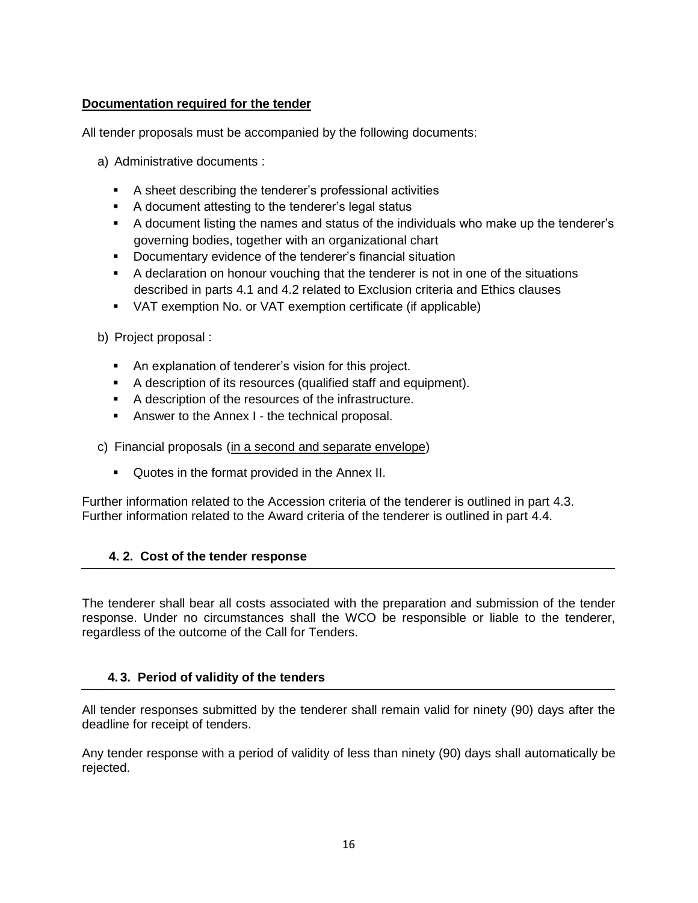**Documentation required for the tender**

All tender proposals must be accompanied by the following documents:

a) Administrative documents :

- A sheet describing the tenderer's professional activities
- A document attesting to the tenderer's legal status
- A document listing the names and status of the individuals who make up the tenderer's governing bodies, together with an organizational chart
- Documentary evidence of the tenderer's financial situation
- A declaration on honour vouching that the tenderer is not in one of the situations described in parts 4.1 and 4.2 related to Exclusion criteria and Ethics clauses
- VAT exemption No. or VAT exemption certificate (if applicable)

b) Project proposal :

- An explanation of tenderer's vision for this project.
- A description of its resources (qualified staff and equipment).
- A description of the resources of the infrastructure.
- Answer to the Annex I - the technical proposal.

c) Financial proposals (in a second and separate envelope)

- Quotes in the format provided in the Annex II.

Further information related to the Accession criteria of the tenderer is outlined in part 4.3.
Further information related to the Award criteria of the tenderer is outlined in part 4.4.

### 4. 2. Cost of the tender response

The tenderer shall bear all costs associated with the preparation and submission of the tender response. Under no circumstances shall the WCO be responsible or liable to the tenderer, regardless of the outcome of the Call for Tenders.

### 4. 3. Period of validity of the tenders

All tender responses submitted by the tenderer shall remain valid for ninety (90) days after the deadline for receipt of tenders.

Any tender response with a period of validity of less than ninety (90) days shall automatically be rejected.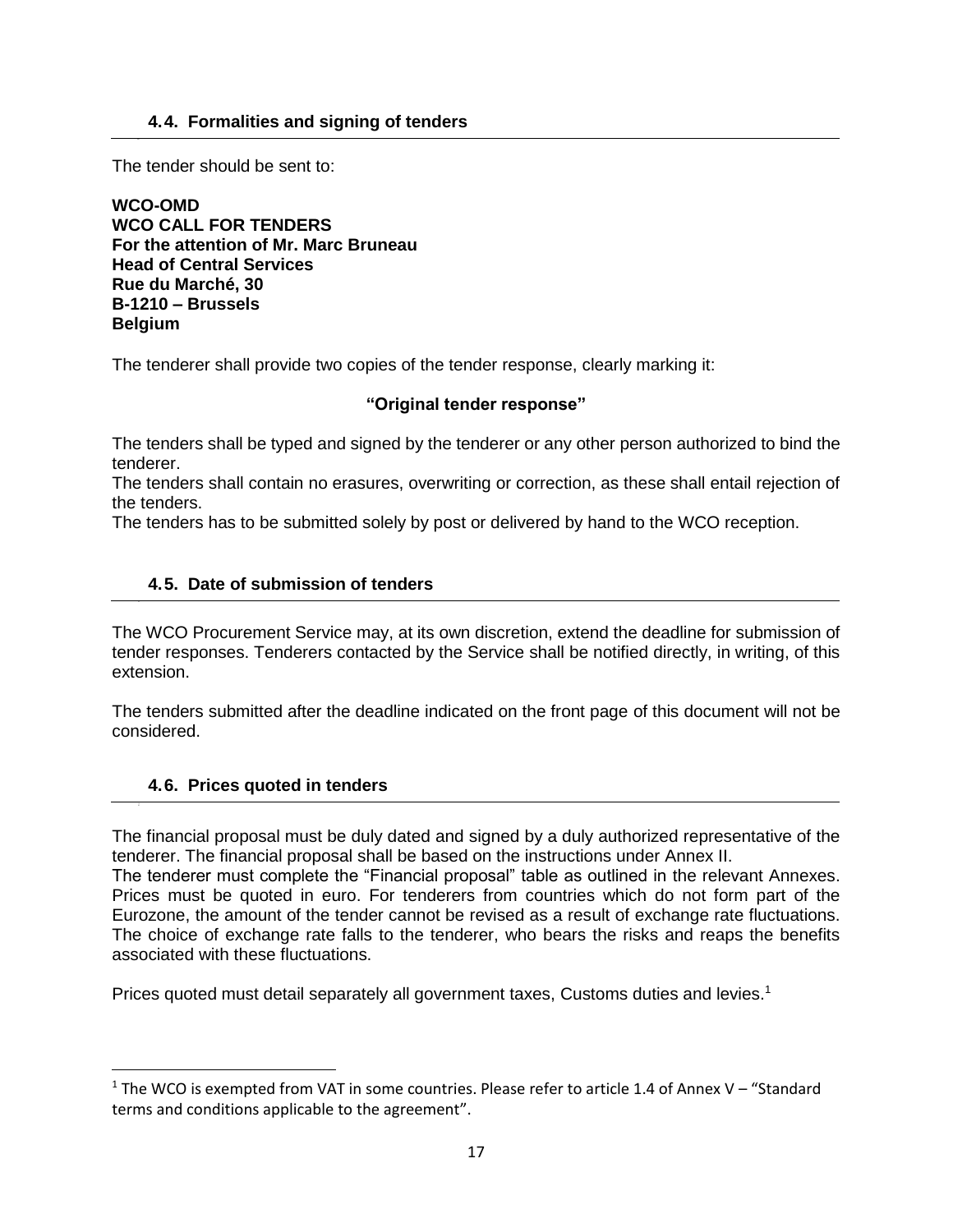### 4.4. Formalities and signing of tenders

The tender should be sent to:

**WCO-OMD**
**WCO CALL FOR TENDERS**
**For the attention of Mr. Marc Bruneau**
**Head of Central Services**
**Rue du Marché, 30**
**B-1210 – Brussels**
**Belgium**

The tenderer shall provide two copies of the tender response, clearly marking it:

**"Original tender response"**

The tenders shall be typed and signed by the tenderer or any other person authorized to bind the tenderer.
The tenders shall contain no erasures, overwriting or correction, as these shall entail rejection of the tenders.
The tenders has to be submitted solely by post or delivered by hand to the WCO reception.

### 4.5. Date of submission of tenders

The WCO Procurement Service may, at its own discretion, extend the deadline for submission of tender responses. Tenderers contacted by the Service shall be notified directly, in writing, of this extension.

The tenders submitted after the deadline indicated on the front page of this document will not be considered.

### 4.6. Prices quoted in tenders

The financial proposal must be duly dated and signed by a duly authorized representative of the tenderer. The financial proposal shall be based on the instructions under Annex II.
The tenderer must complete the "Financial proposal" table as outlined in the relevant Annexes. Prices must be quoted in euro. For tenderers from countries which do not form part of the Eurozone, the amount of the tender cannot be revised as a result of exchange rate fluctuations. The choice of exchange rate falls to the tenderer, who bears the risks and reaps the benefits associated with these fluctuations.

Prices quoted must detail separately all government taxes, Customs duties and levies.[1]

---

[1] The WCO is exempted from VAT in some countries. Please refer to article 1.4 of Annex V – "Standard terms and conditions applicable to the agreement".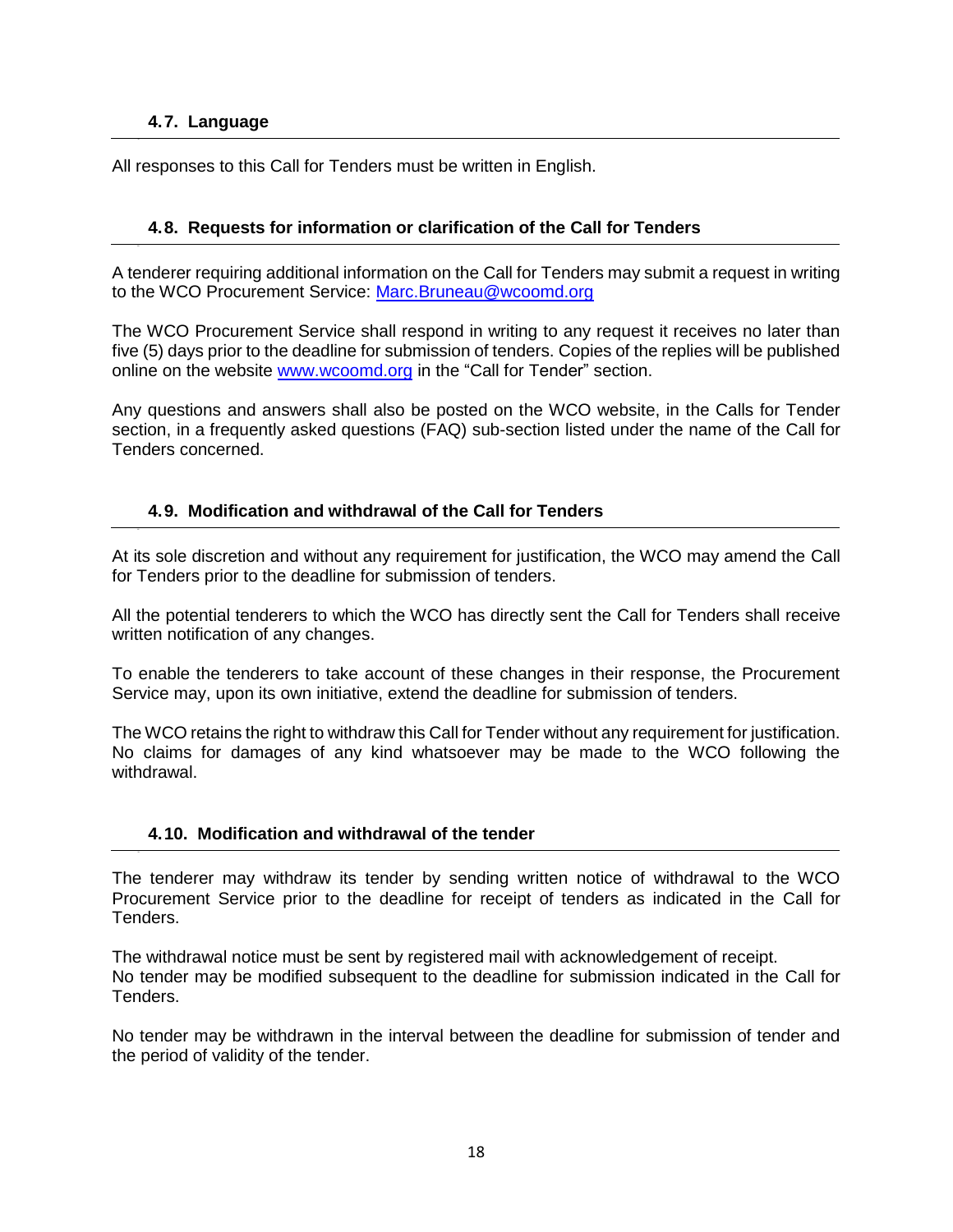### 4.7. Language

All responses to this Call for Tenders must be written in English.

### 4.8. Requests for information or clarification of the Call for Tenders

A tenderer requiring additional information on the Call for Tenders may submit a request in writing to the WCO Procurement Service: Marc.Bruneau@wcoomd.org

The WCO Procurement Service shall respond in writing to any request it receives no later than five (5) days prior to the deadline for submission of tenders. Copies of the replies will be published online on the website www.wcoomd.org in the "Call for Tender" section.

Any questions and answers shall also be posted on the WCO website, in the Calls for Tender section, in a frequently asked questions (FAQ) sub-section listed under the name of the Call for Tenders concerned.

### 4.9. Modification and withdrawal of the Call for Tenders

At its sole discretion and without any requirement for justification, the WCO may amend the Call for Tenders prior to the deadline for submission of tenders.

All the potential tenderers to which the WCO has directly sent the Call for Tenders shall receive written notification of any changes.

To enable the tenderers to take account of these changes in their response, the Procurement Service may, upon its own initiative, extend the deadline for submission of tenders.

The WCO retains the right to withdraw this Call for Tender without any requirement for justification. No claims for damages of any kind whatsoever may be made to the WCO following the withdrawal.

### 4.10. Modification and withdrawal of the tender

The tenderer may withdraw its tender by sending written notice of withdrawal to the WCO Procurement Service prior to the deadline for receipt of tenders as indicated in the Call for Tenders.

The withdrawal notice must be sent by registered mail with acknowledgement of receipt.
No tender may be modified subsequent to the deadline for submission indicated in the Call for Tenders.

No tender may be withdrawn in the interval between the deadline for submission of tender and the period of validity of the tender.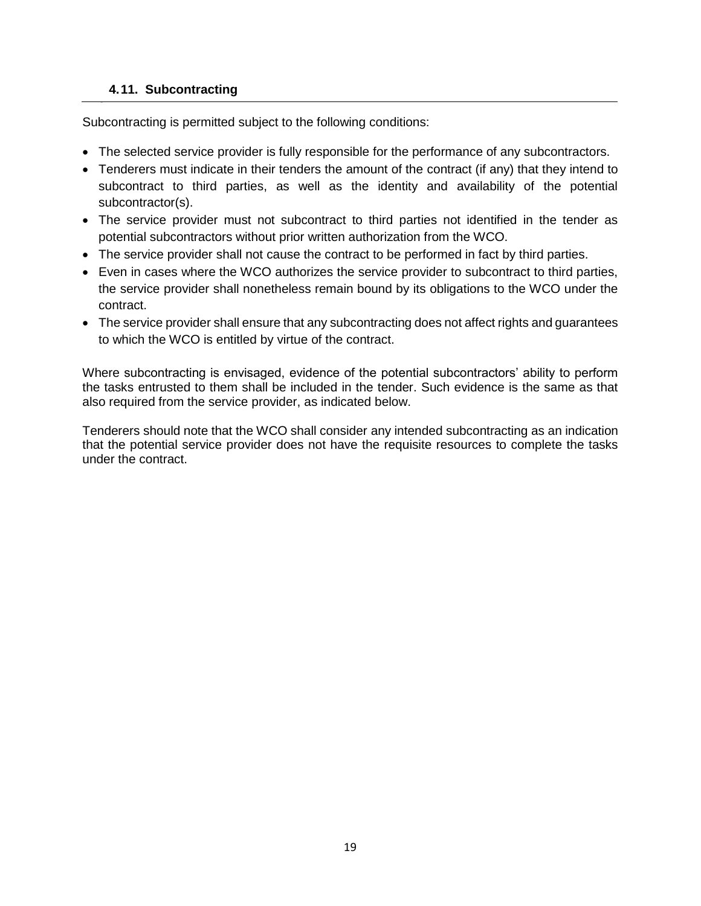### 4.11. Subcontracting

Subcontracting is permitted subject to the following conditions:

- The selected service provider is fully responsible for the performance of any subcontractors.
- Tenderers must indicate in their tenders the amount of the contract (if any) that they intend to subcontract to third parties, as well as the identity and availability of the potential subcontractor(s).
- The service provider must not subcontract to third parties not identified in the tender as potential subcontractors without prior written authorization from the WCO.
- The service provider shall not cause the contract to be performed in fact by third parties.
- Even in cases where the WCO authorizes the service provider to subcontract to third parties, the service provider shall nonetheless remain bound by its obligations to the WCO under the contract.
- The service provider shall ensure that any subcontracting does not affect rights and guarantees to which the WCO is entitled by virtue of the contract.

Where subcontracting is envisaged, evidence of the potential subcontractors' ability to perform the tasks entrusted to them shall be included in the tender. Such evidence is the same as that also required from the service provider, as indicated below.

Tenderers should note that the WCO shall consider any intended subcontracting as an indication that the potential service provider does not have the requisite resources to complete the tasks under the contract.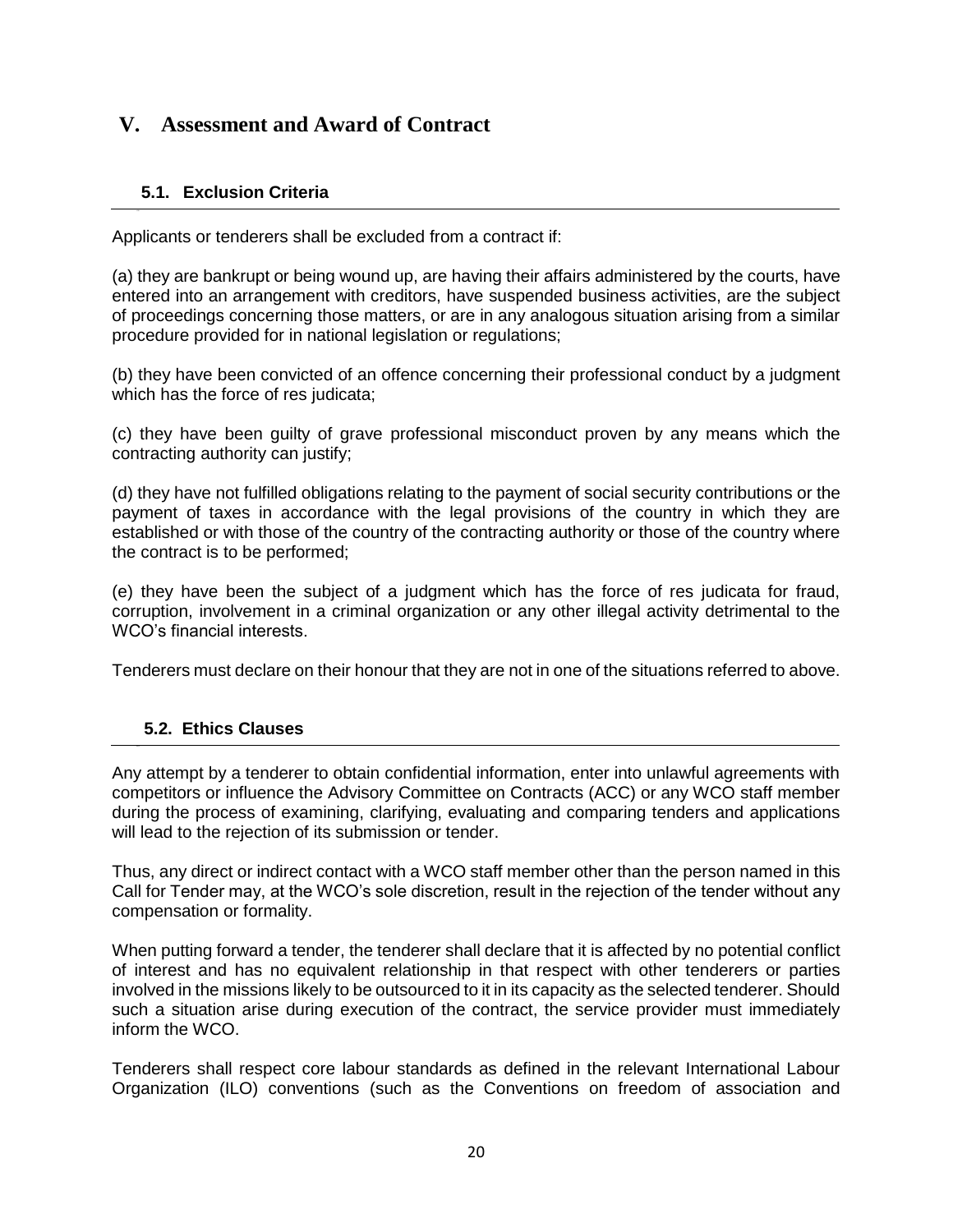# V. Assessment and Award of Contract

## 5.1. Exclusion Criteria

Applicants or tenderers shall be excluded from a contract if:

(a) they are bankrupt or being wound up, are having their affairs administered by the courts, have entered into an arrangement with creditors, have suspended business activities, are the subject of proceedings concerning those matters, or are in any analogous situation arising from a similar procedure provided for in national legislation or regulations;

(b) they have been convicted of an offence concerning their professional conduct by a judgment which has the force of res judicata;

(c) they have been guilty of grave professional misconduct proven by any means which the contracting authority can justify;

(d) they have not fulfilled obligations relating to the payment of social security contributions or the payment of taxes in accordance with the legal provisions of the country in which they are established or with those of the country of the contracting authority or those of the country where the contract is to be performed;

(e) they have been the subject of a judgment which has the force of res judicata for fraud, corruption, involvement in a criminal organization or any other illegal activity detrimental to the WCO's financial interests.

Tenderers must declare on their honour that they are not in one of the situations referred to above.

## 5.2. Ethics Clauses

Any attempt by a tenderer to obtain confidential information, enter into unlawful agreements with competitors or influence the Advisory Committee on Contracts (ACC) or any WCO staff member during the process of examining, clarifying, evaluating and comparing tenders and applications will lead to the rejection of its submission or tender.

Thus, any direct or indirect contact with a WCO staff member other than the person named in this Call for Tender may, at the WCO's sole discretion, result in the rejection of the tender without any compensation or formality.

When putting forward a tender, the tenderer shall declare that it is affected by no potential conflict of interest and has no equivalent relationship in that respect with other tenderers or parties involved in the missions likely to be outsourced to it in its capacity as the selected tenderer. Should such a situation arise during execution of the contract, the service provider must immediately inform the WCO.

Tenderers shall respect core labour standards as defined in the relevant International Labour Organization (ILO) conventions (such as the Conventions on freedom of association and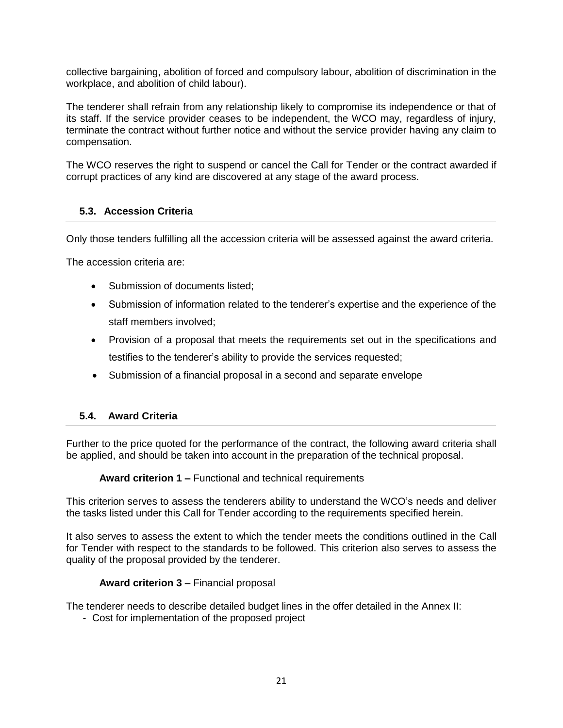collective bargaining, abolition of forced and compulsory labour, abolition of discrimination in the workplace, and abolition of child labour).

The tenderer shall refrain from any relationship likely to compromise its independence or that of its staff. If the service provider ceases to be independent, the WCO may, regardless of injury, terminate the contract without further notice and without the service provider having any claim to compensation.

The WCO reserves the right to suspend or cancel the Call for Tender or the contract awarded if corrupt practices of any kind are discovered at any stage of the award process.

### 5.3. Accession Criteria

Only those tenders fulfilling all the accession criteria will be assessed against the award criteria.

The accession criteria are:

- Submission of documents listed;
- Submission of information related to the tenderer's expertise and the experience of the staff members involved;
- Provision of a proposal that meets the requirements set out in the specifications and testifies to the tenderer's ability to provide the services requested;
- Submission of a financial proposal in a second and separate envelope

### 5.4. Award Criteria

Further to the price quoted for the performance of the contract, the following award criteria shall be applied, and should be taken into account in the preparation of the technical proposal.

**Award criterion 1 –** Functional and technical requirements

This criterion serves to assess the tenderers ability to understand the WCO's needs and deliver the tasks listed under this Call for Tender according to the requirements specified herein.

It also serves to assess the extent to which the tender meets the conditions outlined in the Call for Tender with respect to the standards to be followed. This criterion also serves to assess the quality of the proposal provided by the tenderer.

**Award criterion 3** – Financial proposal

The tenderer needs to describe detailed budget lines in the offer detailed in the Annex II:

- Cost for implementation of the proposed project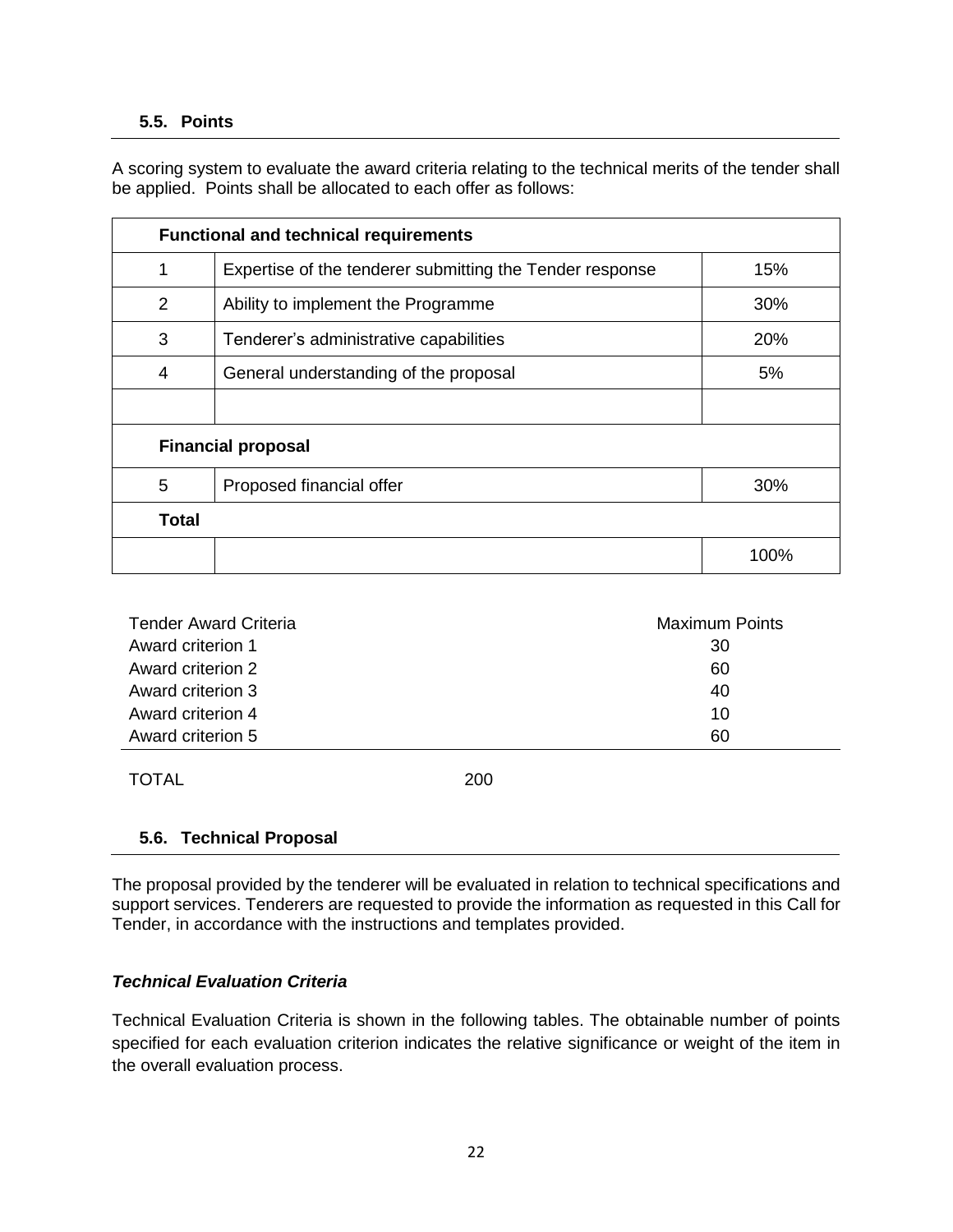### 5.5. Points

A scoring system to evaluate the award criteria relating to the technical merits of the tender shall be applied. Points shall be allocated to each offer as follows:

| **Functional and technical requirements** | | |
|---|---|---|
| 1 | Expertise of the tenderer submitting the Tender response | 15% |
| 2 | Ability to implement the Programme | 30% |
| 3 | Tenderer's administrative capabilities | 20% |
| 4 | General understanding of the proposal | 5% |
| | | |
| **Financial proposal** | | |
| 5 | Proposed financial offer | 30% |
| **Total** | | |
| | | 100% |

| Tender Award Criteria | Maximum Points |
|---|---|
| Award criterion 1 | 30 |
| Award criterion 2 | 60 |
| Award criterion 3 | 40 |
| Award criterion 4 | 10 |
| Award criterion 5 | 60 |
| TOTAL | 200 |

### 5.6. Technical Proposal

The proposal provided by the tenderer will be evaluated in relation to technical specifications and support services. Tenderers are requested to provide the information as requested in this Call for Tender, in accordance with the instructions and templates provided.

***Technical Evaluation Criteria***

Technical Evaluation Criteria is shown in the following tables. The obtainable number of points specified for each evaluation criterion indicates the relative significance or weight of the item in the overall evaluation process.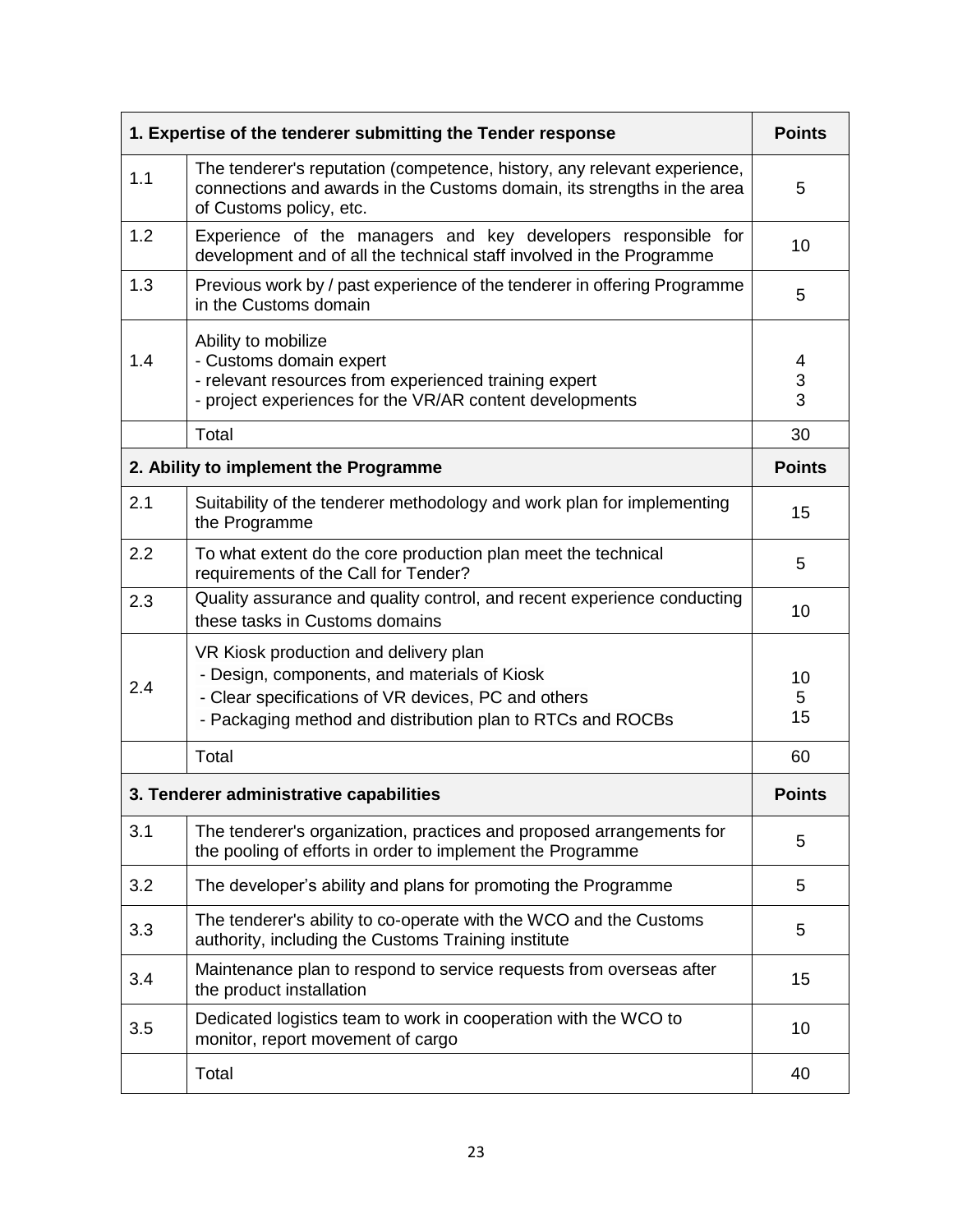| 1. Expertise of the tenderer submitting the Tender response | | Points |
|---|---|---|
| 1.1 | The tenderer's reputation (competence, history, any relevant experience, connections and awards in the Customs domain, its strengths in the area of Customs policy, etc. | 5 |
| 1.2 | Experience of the managers and key developers responsible for development and of all the technical staff involved in the Programme | 10 |
| 1.3 | Previous work by / past experience of the tenderer in offering Programme in the Customs domain | 5 |
| 1.4 | Ability to mobilize<br>- Customs domain expert<br>- relevant resources from experienced training expert<br>- project experiences for the VR/AR content developments | <br>4<br>3<br>3 |
| | Total | 30 |
| **2. Ability to implement the Programme** | | **Points** |
| 2.1 | Suitability of the tenderer methodology and work plan for implementing the Programme | 15 |
| 2.2 | To what extent do the core production plan meet the technical requirements of the Call for Tender? | 5 |
| 2.3 | Quality assurance and quality control, and recent experience conducting these tasks in Customs domains | 10 |
| 2.4 | VR Kiosk production and delivery plan<br>- Design, components, and materials of Kiosk<br>- Clear specifications of VR devices, PC and others<br>- Packaging method and distribution plan to RTCs and ROCBs | <br>10<br>5<br>15 |
| | Total | 60 |
| **3. Tenderer administrative capabilities** | | **Points** |
| 3.1 | The tenderer's organization, practices and proposed arrangements for the pooling of efforts in order to implement the Programme | 5 |
| 3.2 | The developer's ability and plans for promoting the Programme | 5 |
| 3.3 | The tenderer's ability to co-operate with the WCO and the Customs authority, including the Customs Training institute | 5 |
| 3.4 | Maintenance plan to respond to service requests from overseas after the product installation | 15 |
| 3.5 | Dedicated logistics team to work in cooperation with the WCO to monitor, report movement of cargo | 10 |
| | Total | 40 |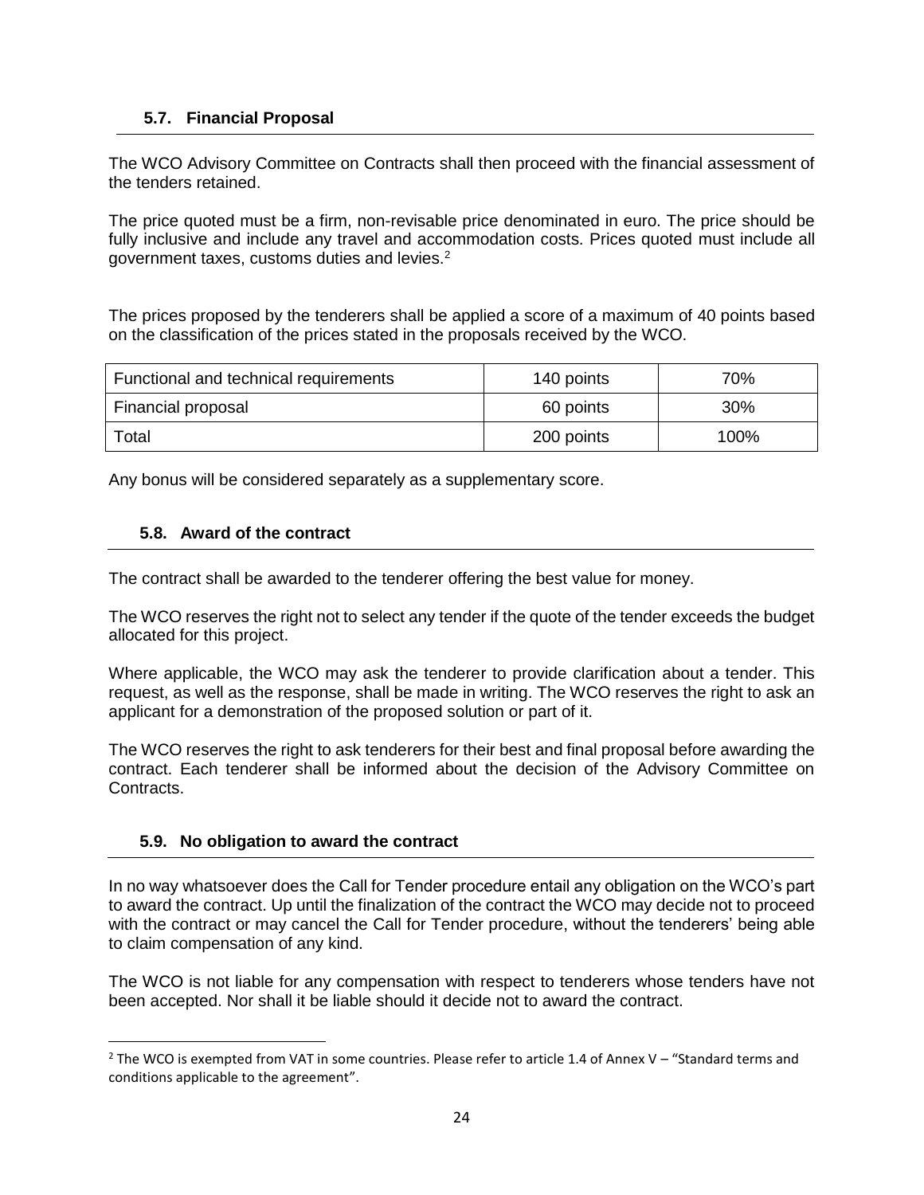### 5.7. Financial Proposal

The WCO Advisory Committee on Contracts shall then proceed with the financial assessment of the tenders retained.

The price quoted must be a firm, non-revisable price denominated in euro. The price should be fully inclusive and include any travel and accommodation costs. Prices quoted must include all government taxes, customs duties and levies.[2]

The prices proposed by the tenderers shall be applied a score of a maximum of 40 points based on the classification of the prices stated in the proposals received by the WCO.

| Functional and technical requirements | 140 points | 70% |
|---|---|---|
| Financial proposal | 60 points | 30% |
| Total | 200 points | 100% |

Any bonus will be considered separately as a supplementary score.

### 5.8. Award of the contract

The contract shall be awarded to the tenderer offering the best value for money.

The WCO reserves the right not to select any tender if the quote of the tender exceeds the budget allocated for this project.

Where applicable, the WCO may ask the tenderer to provide clarification about a tender. This request, as well as the response, shall be made in writing. The WCO reserves the right to ask an applicant for a demonstration of the proposed solution or part of it.

The WCO reserves the right to ask tenderers for their best and final proposal before awarding the contract. Each tenderer shall be informed about the decision of the Advisory Committee on Contracts.

### 5.9. No obligation to award the contract

In no way whatsoever does the Call for Tender procedure entail any obligation on the WCO's part to award the contract. Up until the finalization of the contract the WCO may decide not to proceed with the contract or may cancel the Call for Tender procedure, without the tenderers' being able to claim compensation of any kind.

The WCO is not liable for any compensation with respect to tenderers whose tenders have not been accepted. Nor shall it be liable should it decide not to award the contract.

[2] The WCO is exempted from VAT in some countries. Please refer to article 1.4 of Annex V – "Standard terms and conditions applicable to the agreement".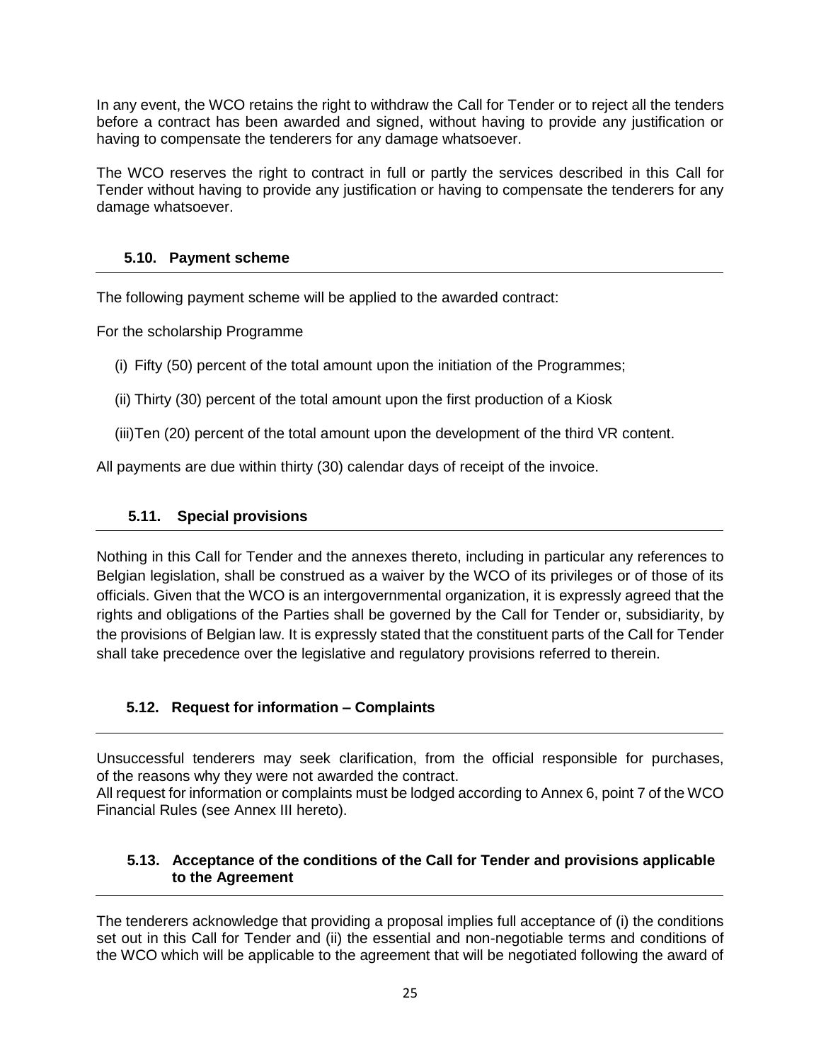In any event, the WCO retains the right to withdraw the Call for Tender or to reject all the tenders before a contract has been awarded and signed, without having to provide any justification or having to compensate the tenderers for any damage whatsoever.

The WCO reserves the right to contract in full or partly the services described in this Call for Tender without having to provide any justification or having to compensate the tenderers for any damage whatsoever.

### 5.10. Payment scheme

The following payment scheme will be applied to the awarded contract:

For the scholarship Programme

(i) Fifty (50) percent of the total amount upon the initiation of the Programmes;

(ii) Thirty (30) percent of the total amount upon the first production of a Kiosk

(iii)Ten (20) percent of the total amount upon the development of the third VR content.

All payments are due within thirty (30) calendar days of receipt of the invoice.

### 5.11. Special provisions

Nothing in this Call for Tender and the annexes thereto, including in particular any references to Belgian legislation, shall be construed as a waiver by the WCO of its privileges or of those of its officials. Given that the WCO is an intergovernmental organization, it is expressly agreed that the rights and obligations of the Parties shall be governed by the Call for Tender or, subsidiarity, by the provisions of Belgian law. It is expressly stated that the constituent parts of the Call for Tender shall take precedence over the legislative and regulatory provisions referred to therein.

### 5.12. Request for information – Complaints

Unsuccessful tenderers may seek clarification, from the official responsible for purchases, of the reasons why they were not awarded the contract.
All request for information or complaints must be lodged according to Annex 6, point 7 of the WCO Financial Rules (see Annex III hereto).

### 5.13. Acceptance of the conditions of the Call for Tender and provisions applicable to the Agreement

The tenderers acknowledge that providing a proposal implies full acceptance of (i) the conditions set out in this Call for Tender and (ii) the essential and non-negotiable terms and conditions of the WCO which will be applicable to the agreement that will be negotiated following the award of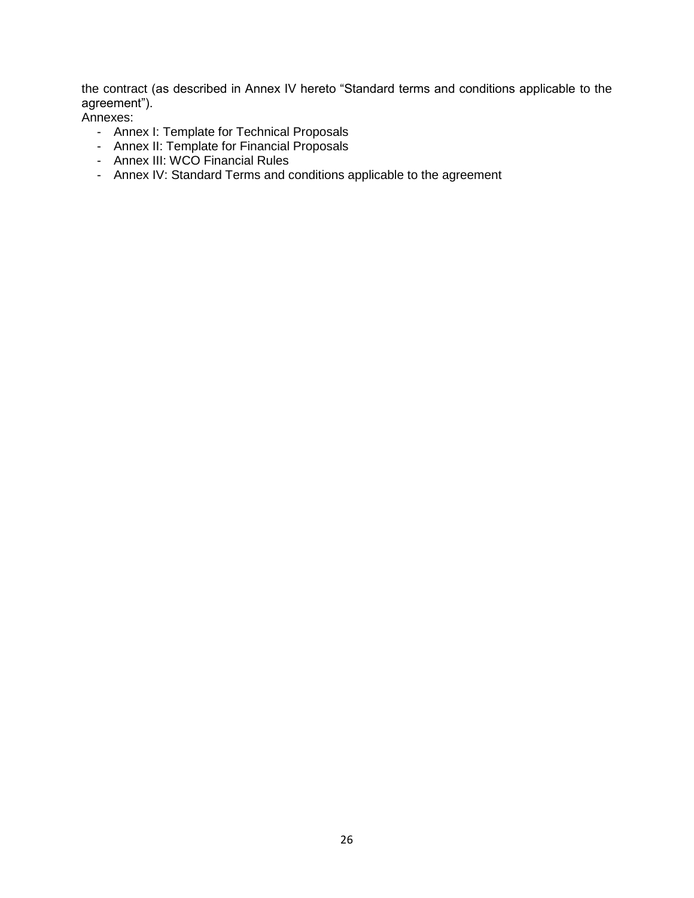the contract (as described in Annex IV hereto “Standard terms and conditions applicable to the agreement”).

Annexes:

- Annex I: Template for Technical Proposals
- Annex II: Template for Financial Proposals
- Annex III: WCO Financial Rules
- Annex IV: Standard Terms and conditions applicable to the agreement